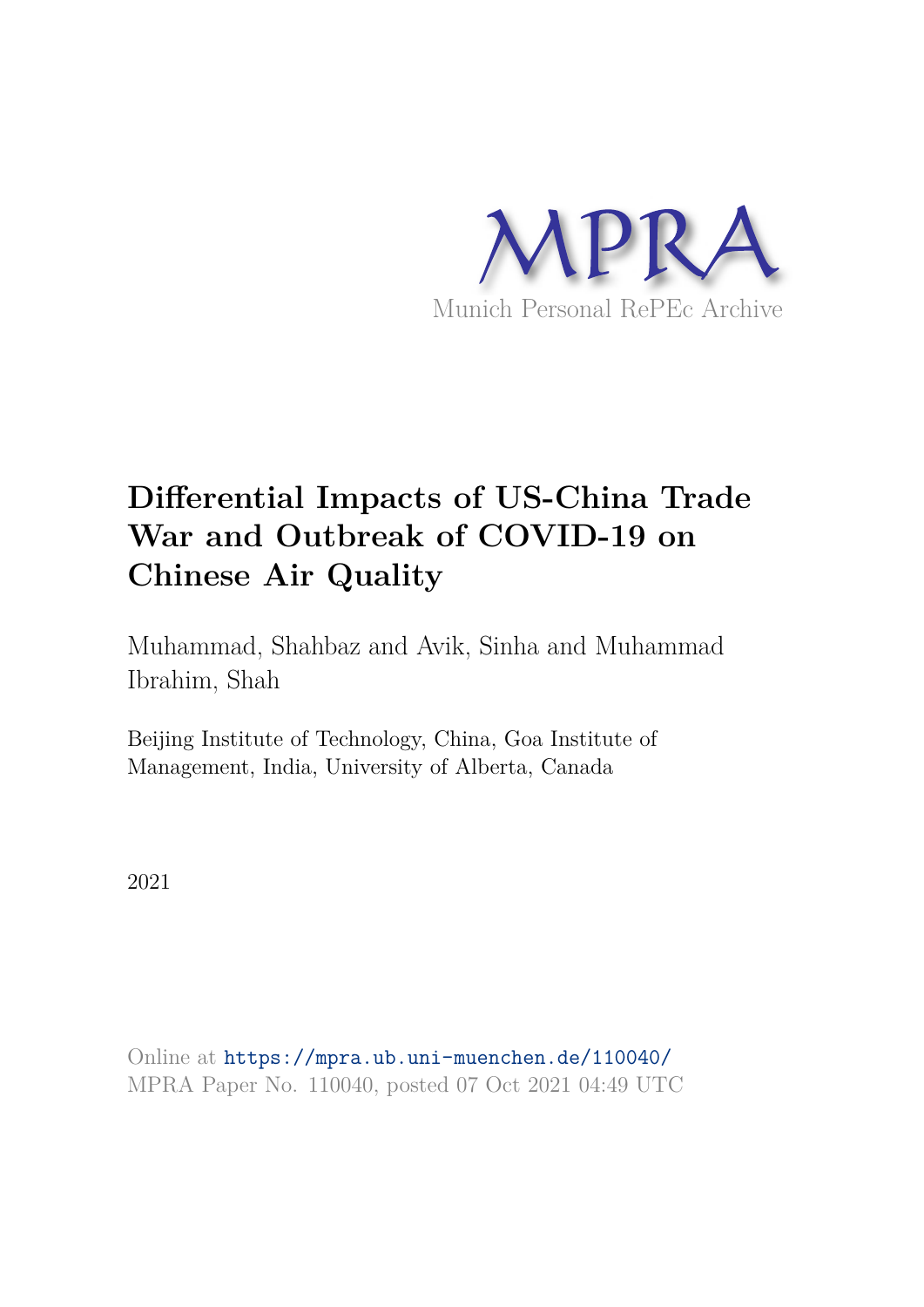MPRA

Munich Personal RePEc Archive

# Differential Impacts of US-China Trade War and Outbreak of COVID-19 on Chinese Air Quality

Muhammad, Shahbaz and Avik, Sinha and Muhammad Ibrahim, Shah

Beijing Institute of Technology, China, Goa Institute of Management, India, University of Alberta, Canada

2021

Online at https://mpra.ub.uni-muenchen.de/110040/
MPRA Paper No. 110040, posted 07 Oct 2021 04:49 UTC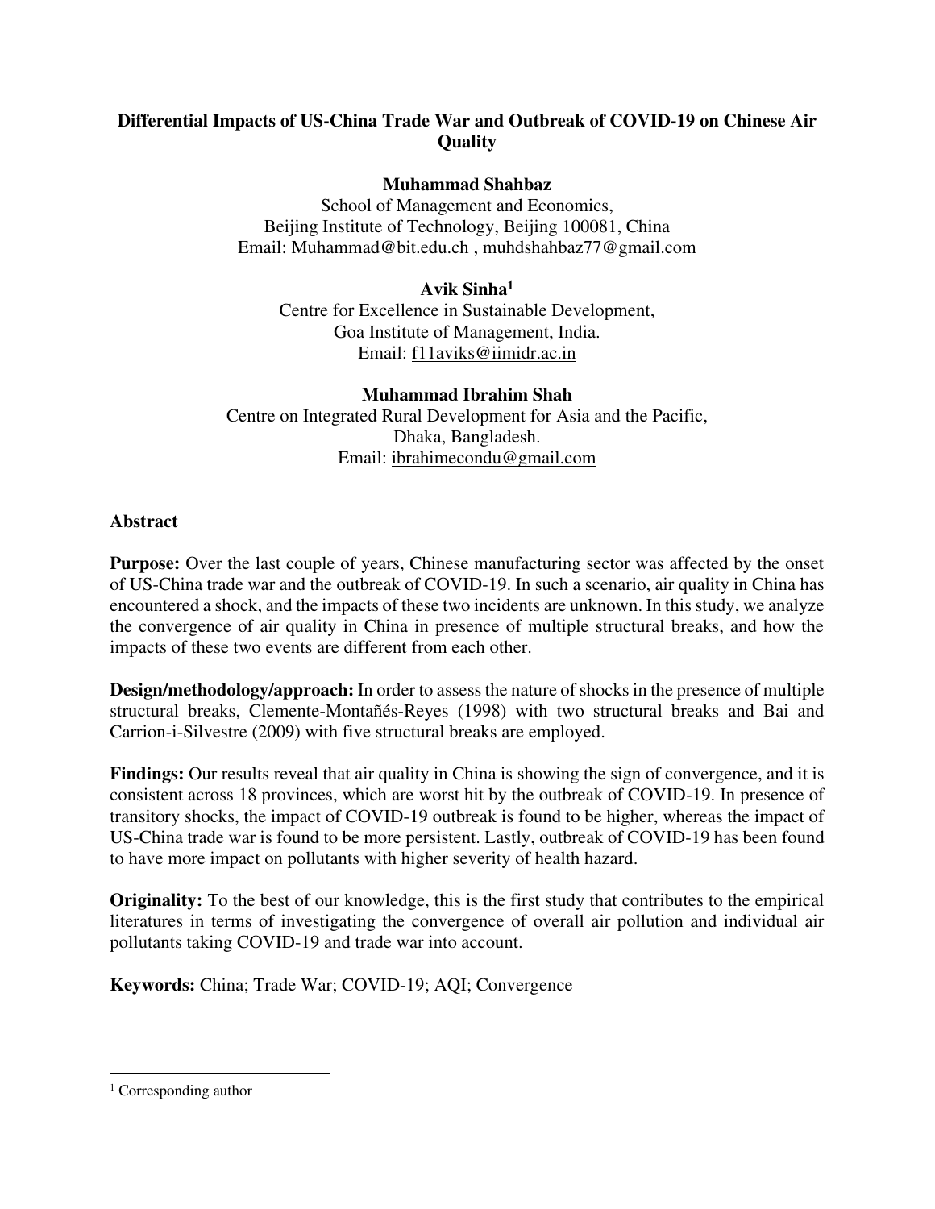# Differential Impacts of US-China Trade War and Outbreak of COVID-19 on Chinese Air Quality

**Muhammad Shahbaz**
School of Management and Economics,
Beijing Institute of Technology, Beijing 100081, China
Email: Muhammad@bit.edu.ch , muhdshahbaz77@gmail.com

**Avik Sinha[1]**
Centre for Excellence in Sustainable Development,
Goa Institute of Management, India.
Email: f11aviks@iimidr.ac.in

**Muhammad Ibrahim Shah**
Centre on Integrated Rural Development for Asia and the Pacific,
Dhaka, Bangladesh.
Email: ibrahimecondu@gmail.com

## Abstract

**Purpose:** Over the last couple of years, Chinese manufacturing sector was affected by the onset of US-China trade war and the outbreak of COVID-19. In such a scenario, air quality in China has encountered a shock, and the impacts of these two incidents are unknown. In this study, we analyze the convergence of air quality in China in presence of multiple structural breaks, and how the impacts of these two events are different from each other.

**Design/methodology/approach:** In order to assess the nature of shocks in the presence of multiple structural breaks, Clemente-Montañés-Reyes (1998) with two structural breaks and Bai and Carrion-i-Silvestre (2009) with five structural breaks are employed.

**Findings:** Our results reveal that air quality in China is showing the sign of convergence, and it is consistent across 18 provinces, which are worst hit by the outbreak of COVID-19. In presence of transitory shocks, the impact of COVID-19 outbreak is found to be higher, whereas the impact of US-China trade war is found to be more persistent. Lastly, outbreak of COVID-19 has been found to have more impact on pollutants with higher severity of health hazard.

**Originality:** To the best of our knowledge, this is the first study that contributes to the empirical literatures in terms of investigating the convergence of overall air pollution and individual air pollutants taking COVID-19 and trade war into account.

**Keywords:** China; Trade War; COVID-19; AQI; Convergence

---

[1] Corresponding author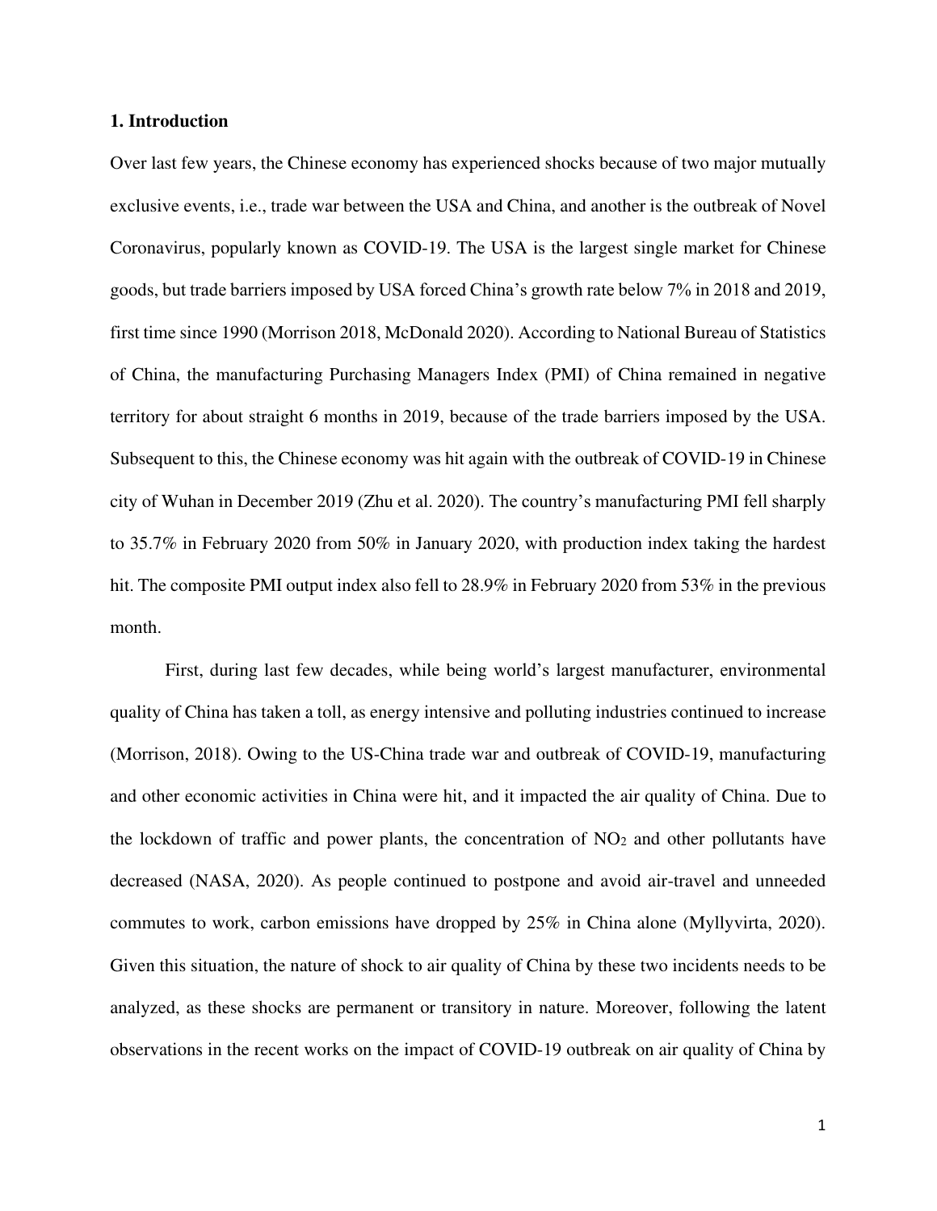## 1. Introduction

Over last few years, the Chinese economy has experienced shocks because of two major mutually exclusive events, i.e., trade war between the USA and China, and another is the outbreak of Novel Coronavirus, popularly known as COVID-19. The USA is the largest single market for Chinese goods, but trade barriers imposed by USA forced China's growth rate below 7% in 2018 and 2019, first time since 1990 (Morrison 2018, McDonald 2020). According to National Bureau of Statistics of China, the manufacturing Purchasing Managers Index (PMI) of China remained in negative territory for about straight 6 months in 2019, because of the trade barriers imposed by the USA. Subsequent to this, the Chinese economy was hit again with the outbreak of COVID-19 in Chinese city of Wuhan in December 2019 (Zhu et al. 2020). The country's manufacturing PMI fell sharply to 35.7% in February 2020 from 50% in January 2020, with production index taking the hardest hit. The composite PMI output index also fell to 28.9% in February 2020 from 53% in the previous month.

First, during last few decades, while being world's largest manufacturer, environmental quality of China has taken a toll, as energy intensive and polluting industries continued to increase (Morrison, 2018). Owing to the US-China trade war and outbreak of COVID-19, manufacturing and other economic activities in China were hit, and it impacted the air quality of China. Due to the lockdown of traffic and power plants, the concentration of $NO_2$ and other pollutants have decreased (NASA, 2020). As people continued to postpone and avoid air-travel and unneeded commutes to work, carbon emissions have dropped by 25% in China alone (Myllyvirta, 2020). Given this situation, the nature of shock to air quality of China by these two incidents needs to be analyzed, as these shocks are permanent or transitory in nature. Moreover, following the latent observations in the recent works on the impact of COVID-19 outbreak on air quality of China by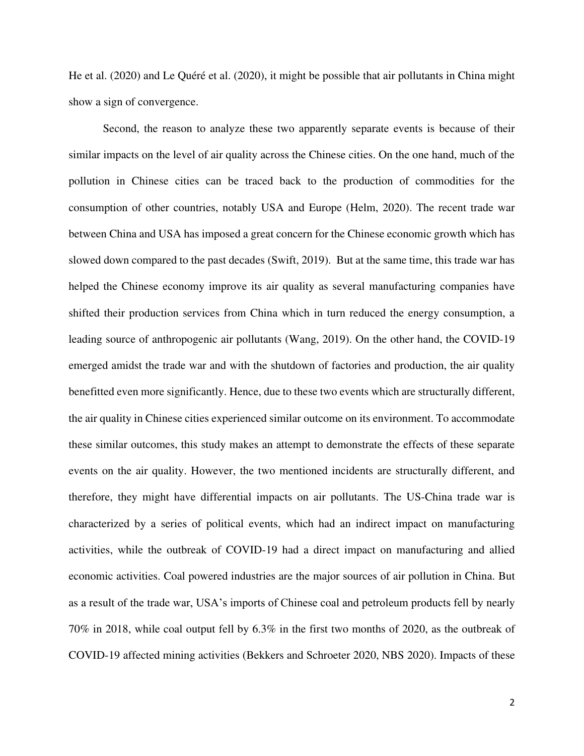He et al. (2020) and Le Quéré et al. (2020), it might be possible that air pollutants in China might show a sign of convergence.

Second, the reason to analyze these two apparently separate events is because of their similar impacts on the level of air quality across the Chinese cities. On the one hand, much of the pollution in Chinese cities can be traced back to the production of commodities for the consumption of other countries, notably USA and Europe (Helm, 2020). The recent trade war between China and USA has imposed a great concern for the Chinese economic growth which has slowed down compared to the past decades (Swift, 2019). But at the same time, this trade war has helped the Chinese economy improve its air quality as several manufacturing companies have shifted their production services from China which in turn reduced the energy consumption, a leading source of anthropogenic air pollutants (Wang, 2019). On the other hand, the COVID-19 emerged amidst the trade war and with the shutdown of factories and production, the air quality benefitted even more significantly. Hence, due to these two events which are structurally different, the air quality in Chinese cities experienced similar outcome on its environment. To accommodate these similar outcomes, this study makes an attempt to demonstrate the effects of these separate events on the air quality. However, the two mentioned incidents are structurally different, and therefore, they might have differential impacts on air pollutants. The US-China trade war is characterized by a series of political events, which had an indirect impact on manufacturing activities, while the outbreak of COVID-19 had a direct impact on manufacturing and allied economic activities. Coal powered industries are the major sources of air pollution in China. But as a result of the trade war, USA's imports of Chinese coal and petroleum products fell by nearly 70% in 2018, while coal output fell by 6.3% in the first two months of 2020, as the outbreak of COVID-19 affected mining activities (Bekkers and Schroeter 2020, NBS 2020). Impacts of these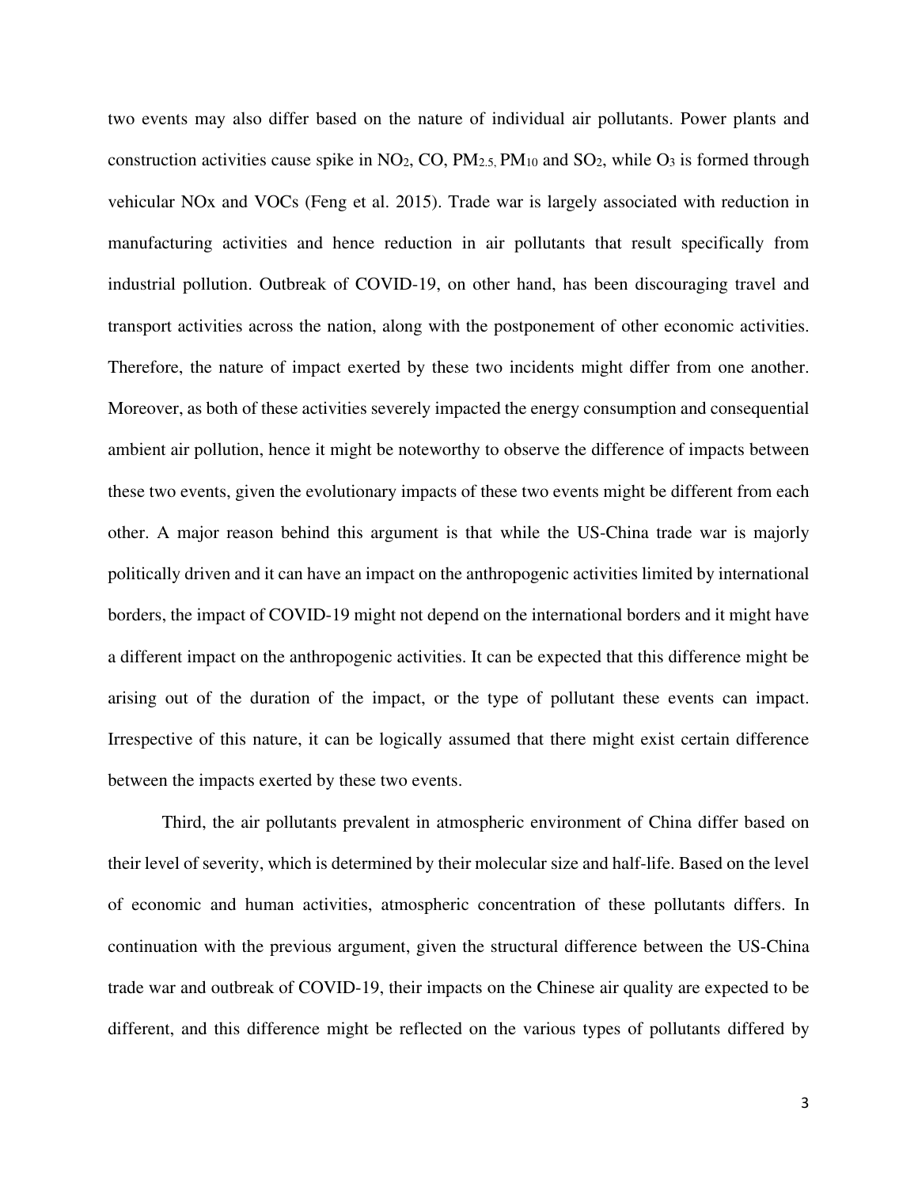two events may also differ based on the nature of individual air pollutants. Power plants and construction activities cause spike in $NO_2$, CO, $PM_{2.5}$, $PM_{10}$ and $SO_2$, while $O_3$ is formed through vehicular NOx and VOCs (Feng et al. 2015). Trade war is largely associated with reduction in manufacturing activities and hence reduction in air pollutants that result specifically from industrial pollution. Outbreak of COVID-19, on other hand, has been discouraging travel and transport activities across the nation, along with the postponement of other economic activities. Therefore, the nature of impact exerted by these two incidents might differ from one another. Moreover, as both of these activities severely impacted the energy consumption and consequential ambient air pollution, hence it might be noteworthy to observe the difference of impacts between these two events, given the evolutionary impacts of these two events might be different from each other. A major reason behind this argument is that while the US-China trade war is majorly politically driven and it can have an impact on the anthropogenic activities limited by international borders, the impact of COVID-19 might not depend on the international borders and it might have a different impact on the anthropogenic activities. It can be expected that this difference might be arising out of the duration of the impact, or the type of pollutant these events can impact. Irrespective of this nature, it can be logically assumed that there might exist certain difference between the impacts exerted by these two events.

Third, the air pollutants prevalent in atmospheric environment of China differ based on their level of severity, which is determined by their molecular size and half-life. Based on the level of economic and human activities, atmospheric concentration of these pollutants differs. In continuation with the previous argument, given the structural difference between the US-China trade war and outbreak of COVID-19, their impacts on the Chinese air quality are expected to be different, and this difference might be reflected on the various types of pollutants differed by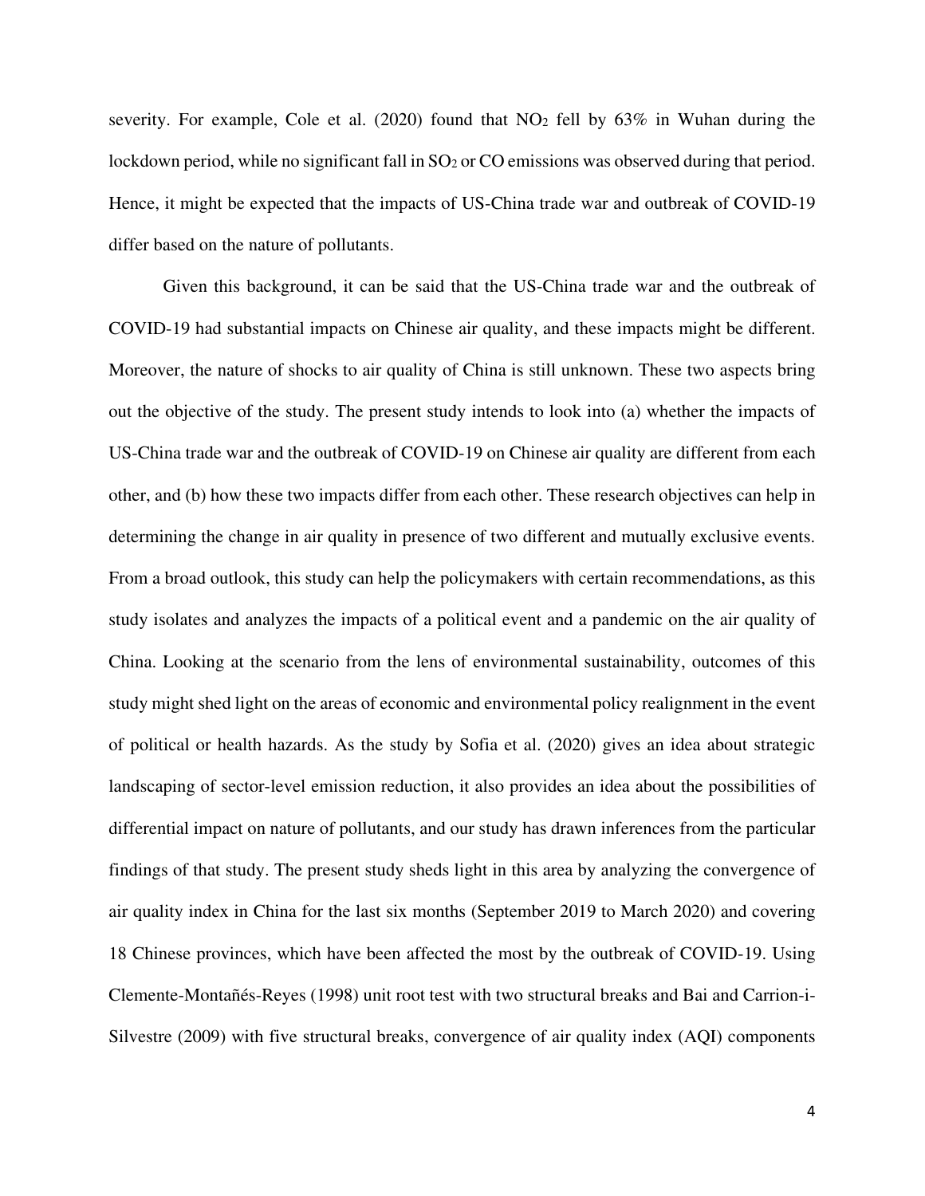severity. For example, Cole et al. (2020) found that $NO_2$ fell by 63% in Wuhan during the lockdown period, while no significant fall in $SO_2$ or CO emissions was observed during that period. Hence, it might be expected that the impacts of US-China trade war and outbreak of COVID-19 differ based on the nature of pollutants.

Given this background, it can be said that the US-China trade war and the outbreak of COVID-19 had substantial impacts on Chinese air quality, and these impacts might be different. Moreover, the nature of shocks to air quality of China is still unknown. These two aspects bring out the objective of the study. The present study intends to look into (a) whether the impacts of US-China trade war and the outbreak of COVID-19 on Chinese air quality are different from each other, and (b) how these two impacts differ from each other. These research objectives can help in determining the change in air quality in presence of two different and mutually exclusive events. From a broad outlook, this study can help the policymakers with certain recommendations, as this study isolates and analyzes the impacts of a political event and a pandemic on the air quality of China. Looking at the scenario from the lens of environmental sustainability, outcomes of this study might shed light on the areas of economic and environmental policy realignment in the event of political or health hazards. As the study by Sofia et al. (2020) gives an idea about strategic landscaping of sector-level emission reduction, it also provides an idea about the possibilities of differential impact on nature of pollutants, and our study has drawn inferences from the particular findings of that study. The present study sheds light in this area by analyzing the convergence of air quality index in China for the last six months (September 2019 to March 2020) and covering 18 Chinese provinces, which have been affected the most by the outbreak of COVID-19. Using Clemente-Montañés-Reyes (1998) unit root test with two structural breaks and Bai and Carrion-i-Silvestre (2009) with five structural breaks, convergence of air quality index (AQI) components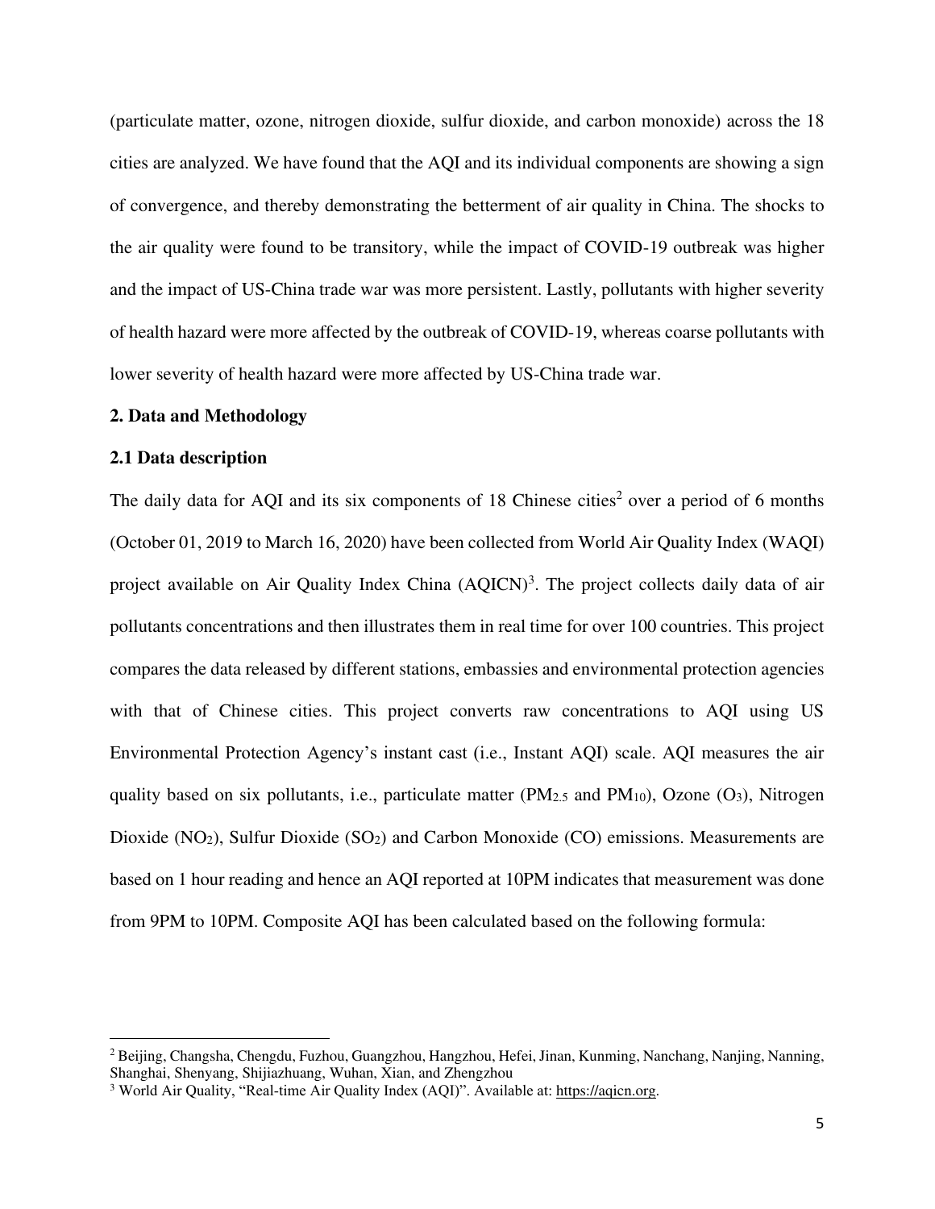(particulate matter, ozone, nitrogen dioxide, sulfur dioxide, and carbon monoxide) across the 18 cities are analyzed. We have found that the AQI and its individual components are showing a sign of convergence, and thereby demonstrating the betterment of air quality in China. The shocks to the air quality were found to be transitory, while the impact of COVID-19 outbreak was higher and the impact of US-China trade war was more persistent. Lastly, pollutants with higher severity of health hazard were more affected by the outbreak of COVID-19, whereas coarse pollutants with lower severity of health hazard were more affected by US-China trade war.

## 2. Data and Methodology

### 2.1 Data description

The daily data for AQI and its six components of 18 Chinese cities[2] over a period of 6 months (October 01, 2019 to March 16, 2020) have been collected from World Air Quality Index (WAQI) project available on Air Quality Index China (AQICN)[3]. The project collects daily data of air pollutants concentrations and then illustrates them in real time for over 100 countries. This project compares the data released by different stations, embassies and environmental protection agencies with that of Chinese cities. This project converts raw concentrations to AQI using US Environmental Protection Agency's instant cast (i.e., Instant AQI) scale. AQI measures the air quality based on six pollutants, i.e., particulate matter ($PM_{2.5}$ and $PM_{10}$), Ozone ($O_3$), Nitrogen Dioxide ($NO_2$), Sulfur Dioxide ($SO_2$) and Carbon Monoxide (CO) emissions. Measurements are based on 1 hour reading and hence an AQI reported at 10PM indicates that measurement was done from 9PM to 10PM. Composite AQI has been calculated based on the following formula:

---

[2] Beijing, Changsha, Chengdu, Fuzhou, Guangzhou, Hangzhou, Hefei, Jinan, Kunming, Nanchang, Nanjing, Nanning, Shanghai, Shenyang, Shijiazhuang, Wuhan, Xian, and Zhengzhou

[3] World Air Quality, "Real-time Air Quality Index (AQI)". Available at: https://aqicn.org.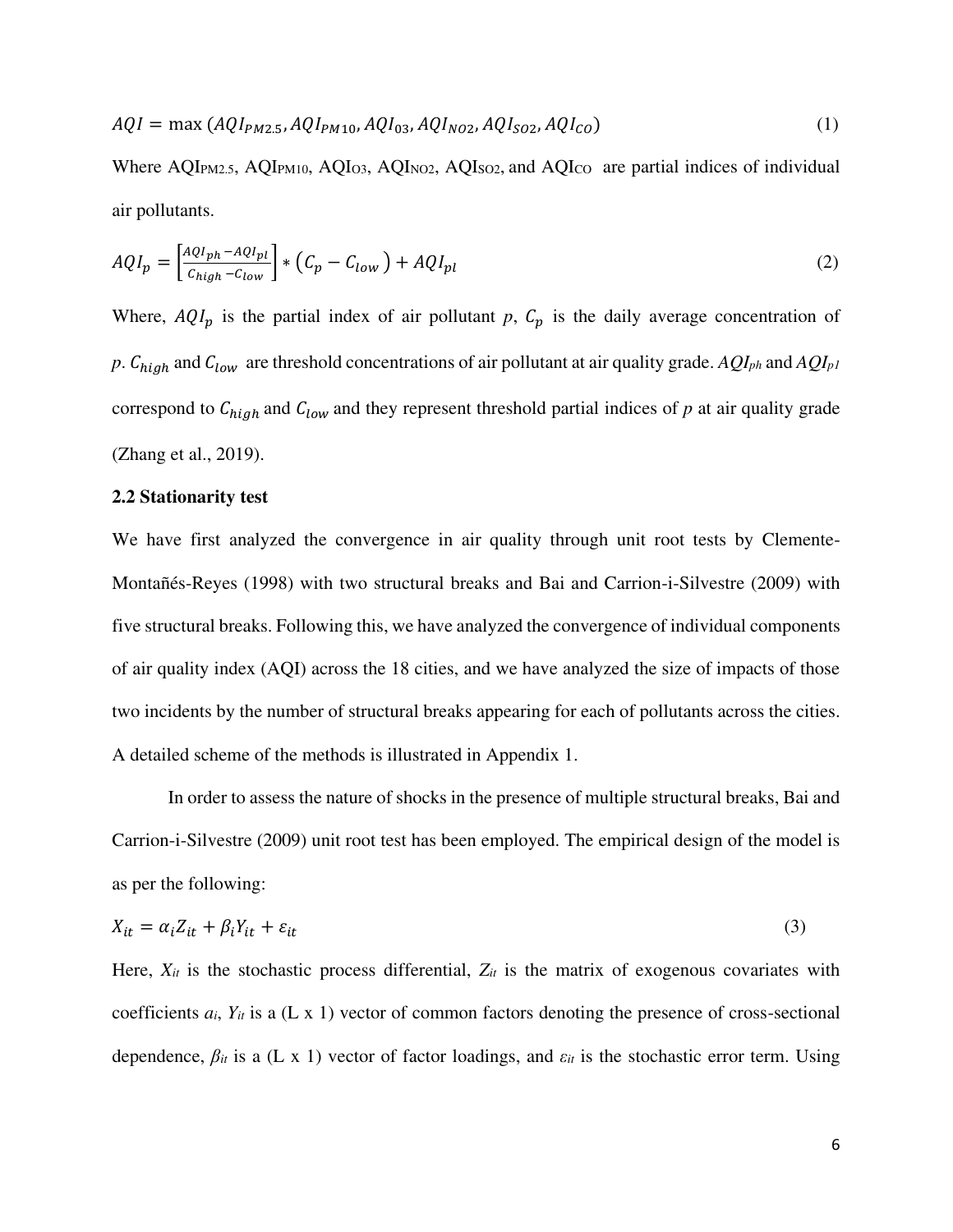$$AQI = \max\left(AQI_{PM2.5}, AQI_{PM10}, AQI_{03}, AQI_{NO2}, AQI_{SO2}, AQI_{CO}\right) \tag{1}$$

Where $AQI_{PM2.5}$, $AQI_{PM10}$, $AQI_{O3}$, $AQI_{NO2}$, $AQI_{SO2}$, and $AQI_{CO}$ are partial indices of individual air pollutants.

$$AQI_p = \left[\frac{AQI_{ph} - AQI_{pl}}{C_{high} - C_{low}}\right] * \left(C_p - C_{low}\right) + AQI_{pl} \tag{2}$$

Where, $AQI_p$ is the partial index of air pollutant *p*, $C_p$ is the daily average concentration of *p*. $C_{high}$ and $C_{low}$ are threshold concentrations of air pollutant at air quality grade. $AQI_{ph}$ and $AQI_{p1}$ correspond to $C_{high}$ and $C_{low}$ and they represent threshold partial indices of *p* at air quality grade (Zhang et al., 2019).

### 2.2 Stationarity test

We have first analyzed the convergence in air quality through unit root tests by Clemente-Montañés-Reyes (1998) with two structural breaks and Bai and Carrion-i-Silvestre (2009) with five structural breaks. Following this, we have analyzed the convergence of individual components of air quality index (AQI) across the 18 cities, and we have analyzed the size of impacts of those two incidents by the number of structural breaks appearing for each of pollutants across the cities. A detailed scheme of the methods is illustrated in Appendix 1.

In order to assess the nature of shocks in the presence of multiple structural breaks, Bai and Carrion-i-Silvestre (2009) unit root test has been employed. The empirical design of the model is as per the following:

$$X_{it} = \alpha_i Z_{it} + \beta_i Y_{it} + \varepsilon_{it} \tag{3}$$

Here, $X_{it}$ is the stochastic process differential, $Z_{it}$ is the matrix of exogenous covariates with coefficients $a_i$, $Y_{it}$ is a (L x 1) vector of common factors denoting the presence of cross-sectional dependence, $\beta_{it}$ is a (L x 1) vector of factor loadings, and $\varepsilon_{it}$ is the stochastic error term. Using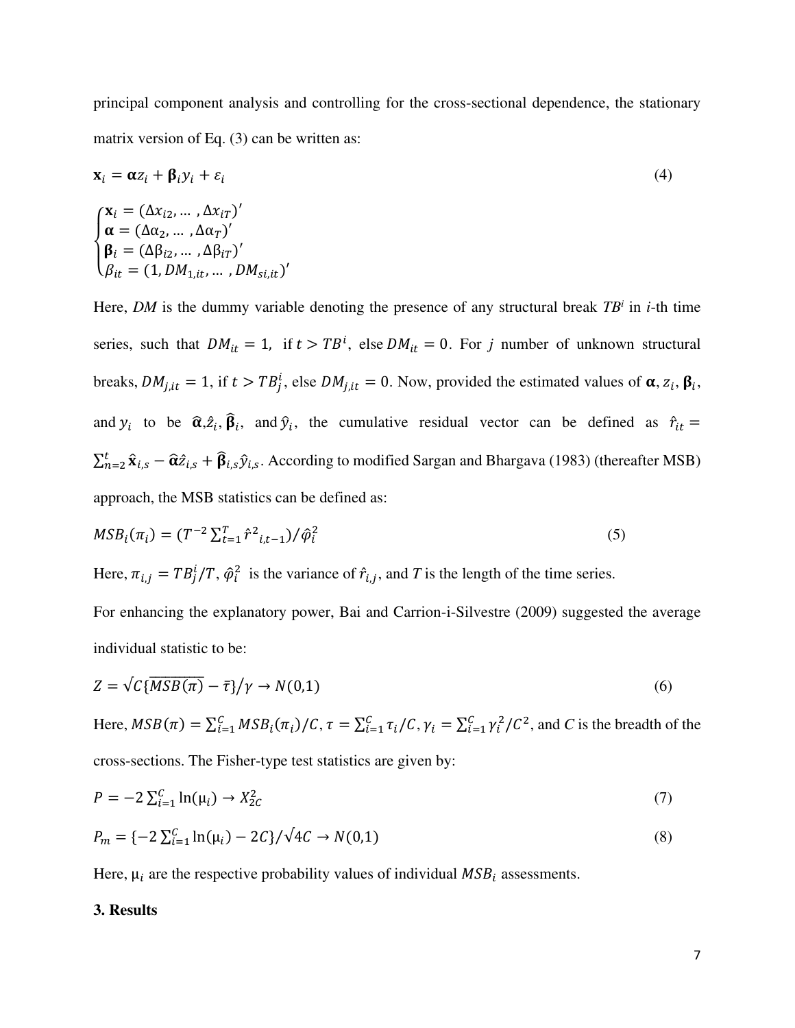principal component analysis and controlling for the cross-sectional dependence, the stationary matrix version of Eq. (3) can be written as:

$$\mathbf{x}_i = \boldsymbol{\alpha} z_i + \boldsymbol{\beta}_i y_i + \varepsilon_i \tag{4}$$

$$\begin{cases} \mathbf{x}_i = (\Delta x_{i2}, \dots, \Delta x_{iT})' \\ \boldsymbol{\alpha} = (\Delta \alpha_2, \dots, \Delta \alpha_T)' \\ \boldsymbol{\beta}_i = (\Delta \beta_{i2}, \dots, \Delta \beta_{iT})' \\ \beta_{it} = (1, DM_{1,it}, \dots, DM_{si,it})' \end{cases}$$

Here, *DM* is the dummy variable denoting the presence of any structural break $TB^i$ in *i*-th time series, such that $DM_{it} = 1$, if $t > TB^i$, else $DM_{it} = 0$. For *j* number of unknown structural breaks, $DM_{j,it} = 1$, if $t > TB_j^i$, else $DM_{j,it} = 0$. Now, provided the estimated values of $\boldsymbol{\alpha}$, $z_i$, $\boldsymbol{\beta}_i$, and $y_i$ to be $\widehat{\boldsymbol{\alpha}}$, $\hat{z}_i$, $\widehat{\boldsymbol{\beta}}_i$, and $\hat{y}_i$, the cumulative residual vector can be defined as $\hat{r}_{it} = \sum_{n=2}^{t} \widehat{\mathbf{x}}_{i,s} - \widehat{\boldsymbol{\alpha}} \hat{z}_{i,s} + \widehat{\boldsymbol{\beta}}_{i,s} \hat{y}_{i,s}$. According to modified Sargan and Bhargava (1983) (thereafter MSB) approach, the MSB statistics can be defined as:

$$MSB_i(\pi_i) = (T^{-2} \textstyle\sum_{t=1}^{T} \hat{r}^2{}_{i,t-1}) / \hat{\varphi}_i^2 \tag{5}$$

Here, $\pi_{i,j} = TB_j^i / T$, $\hat{\varphi}_i^2$ is the variance of $\hat{r}_{i,j}$, and *T* is the length of the time series.

For enhancing the explanatory power, Bai and Carrion-i-Silvestre (2009) suggested the average individual statistic to be:

$$Z = \sqrt{C} \{ \overline{MSB(\pi)} - \bar{\tau} \} / \gamma \rightarrow N(0,1) \tag{6}$$

Here, $MSB(\pi) = \sum_{i=1}^{C} MSB_i(\pi_i)/C$, $\tau = \sum_{i=1}^{C} \tau_i / C$, $\gamma_i = \sum_{i=1}^{C} \gamma_i^2 / C^2$, and *C* is the breadth of the cross-sections. The Fisher-type test statistics are given by:

$$P = -2 \textstyle\sum_{i=1}^{C} \ln(\mu_i) \rightarrow X_{2C}^2 \tag{7}$$

$$P_m = \{ -2 \textstyle\sum_{i=1}^{C} \ln(\mu_i) - 2C \} / \sqrt{4C} \rightarrow N(0,1) \tag{8}$$

Here, $\mu_i$ are the respective probability values of individual $MSB_i$ assessments.

## 3. Results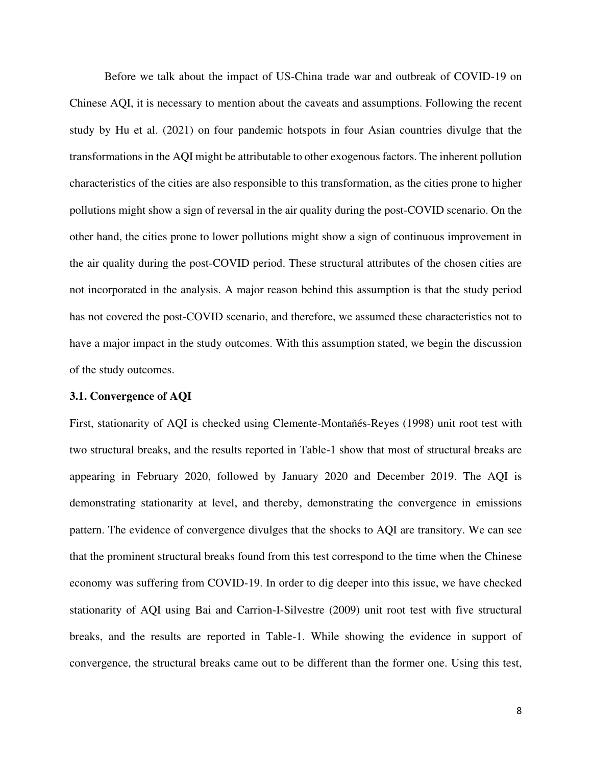Before we talk about the impact of US-China trade war and outbreak of COVID-19 on Chinese AQI, it is necessary to mention about the caveats and assumptions. Following the recent study by Hu et al. (2021) on four pandemic hotspots in four Asian countries divulge that the transformations in the AQI might be attributable to other exogenous factors. The inherent pollution characteristics of the cities are also responsible to this transformation, as the cities prone to higher pollutions might show a sign of reversal in the air quality during the post-COVID scenario. On the other hand, the cities prone to lower pollutions might show a sign of continuous improvement in the air quality during the post-COVID period. These structural attributes of the chosen cities are not incorporated in the analysis. A major reason behind this assumption is that the study period has not covered the post-COVID scenario, and therefore, we assumed these characteristics not to have a major impact in the study outcomes. With this assumption stated, we begin the discussion of the study outcomes.

### 3.1. Convergence of AQI

First, stationarity of AQI is checked using Clemente-Montañés-Reyes (1998) unit root test with two structural breaks, and the results reported in Table-1 show that most of structural breaks are appearing in February 2020, followed by January 2020 and December 2019. The AQI is demonstrating stationarity at level, and thereby, demonstrating the convergence in emissions pattern. The evidence of convergence divulges that the shocks to AQI are transitory. We can see that the prominent structural breaks found from this test correspond to the time when the Chinese economy was suffering from COVID-19. In order to dig deeper into this issue, we have checked stationarity of AQI using Bai and Carrion-I-Silvestre (2009) unit root test with five structural breaks, and the results are reported in Table-1. While showing the evidence in support of convergence, the structural breaks came out to be different than the former one. Using this test,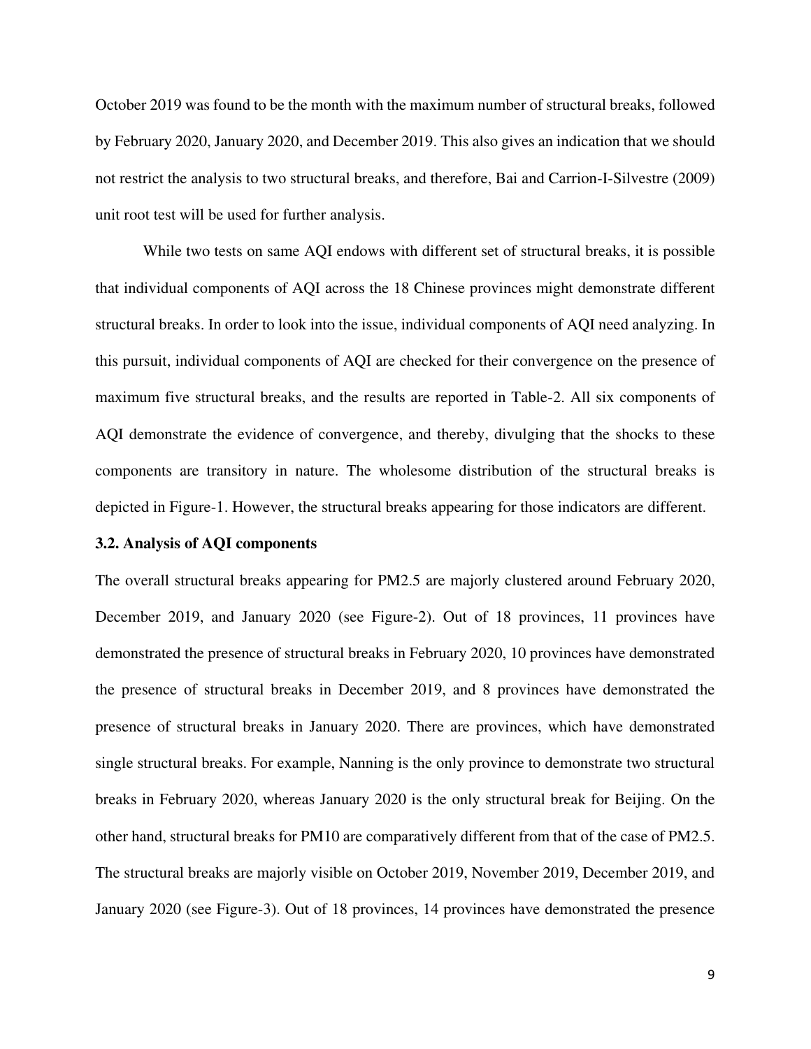October 2019 was found to be the month with the maximum number of structural breaks, followed by February 2020, January 2020, and December 2019. This also gives an indication that we should not restrict the analysis to two structural breaks, and therefore, Bai and Carrion-I-Silvestre (2009) unit root test will be used for further analysis.

While two tests on same AQI endows with different set of structural breaks, it is possible that individual components of AQI across the 18 Chinese provinces might demonstrate different structural breaks. In order to look into the issue, individual components of AQI need analyzing. In this pursuit, individual components of AQI are checked for their convergence on the presence of maximum five structural breaks, and the results are reported in Table-2. All six components of AQI demonstrate the evidence of convergence, and thereby, divulging that the shocks to these components are transitory in nature. The wholesome distribution of the structural breaks is depicted in Figure-1. However, the structural breaks appearing for those indicators are different.

### 3.2. Analysis of AQI components

The overall structural breaks appearing for PM2.5 are majorly clustered around February 2020, December 2019, and January 2020 (see Figure-2). Out of 18 provinces, 11 provinces have demonstrated the presence of structural breaks in February 2020, 10 provinces have demonstrated the presence of structural breaks in December 2019, and 8 provinces have demonstrated the presence of structural breaks in January 2020. There are provinces, which have demonstrated single structural breaks. For example, Nanning is the only province to demonstrate two structural breaks in February 2020, whereas January 2020 is the only structural break for Beijing. On the other hand, structural breaks for PM10 are comparatively different from that of the case of PM2.5. The structural breaks are majorly visible on October 2019, November 2019, December 2019, and January 2020 (see Figure-3). Out of 18 provinces, 14 provinces have demonstrated the presence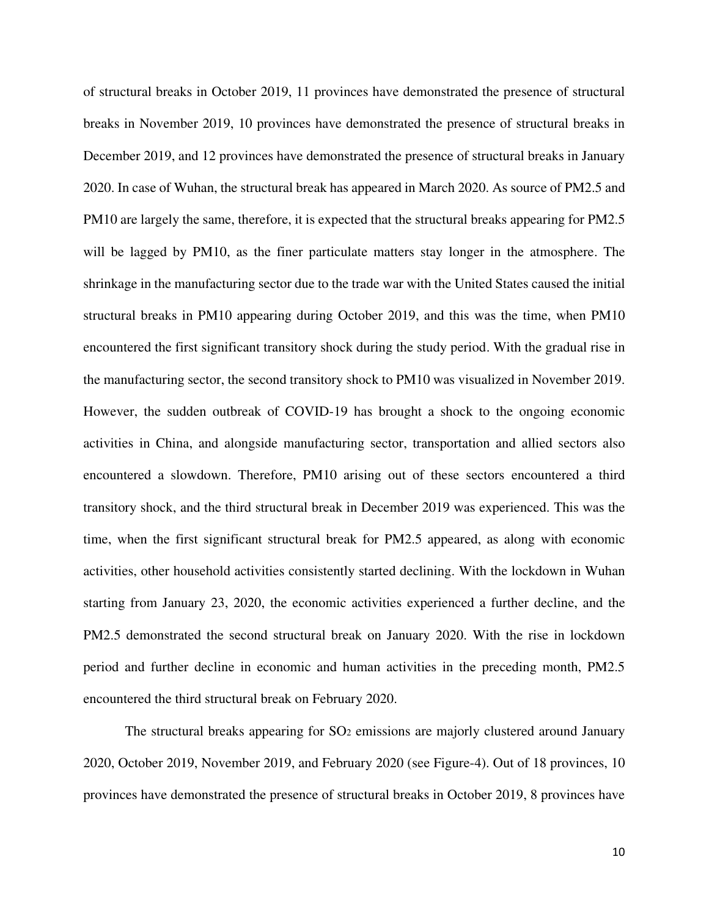of structural breaks in October 2019, 11 provinces have demonstrated the presence of structural breaks in November 2019, 10 provinces have demonstrated the presence of structural breaks in December 2019, and 12 provinces have demonstrated the presence of structural breaks in January 2020. In case of Wuhan, the structural break has appeared in March 2020. As source of PM2.5 and PM10 are largely the same, therefore, it is expected that the structural breaks appearing for PM2.5 will be lagged by PM10, as the finer particulate matters stay longer in the atmosphere. The shrinkage in the manufacturing sector due to the trade war with the United States caused the initial structural breaks in PM10 appearing during October 2019, and this was the time, when PM10 encountered the first significant transitory shock during the study period. With the gradual rise in the manufacturing sector, the second transitory shock to PM10 was visualized in November 2019. However, the sudden outbreak of COVID-19 has brought a shock to the ongoing economic activities in China, and alongside manufacturing sector, transportation and allied sectors also encountered a slowdown. Therefore, PM10 arising out of these sectors encountered a third transitory shock, and the third structural break in December 2019 was experienced. This was the time, when the first significant structural break for PM2.5 appeared, as along with economic activities, other household activities consistently started declining. With the lockdown in Wuhan starting from January 23, 2020, the economic activities experienced a further decline, and the PM2.5 demonstrated the second structural break on January 2020. With the rise in lockdown period and further decline in economic and human activities in the preceding month, PM2.5 encountered the third structural break on February 2020.

The structural breaks appearing for $SO_2$ emissions are majorly clustered around January 2020, October 2019, November 2019, and February 2020 (see Figure-4). Out of 18 provinces, 10 provinces have demonstrated the presence of structural breaks in October 2019, 8 provinces have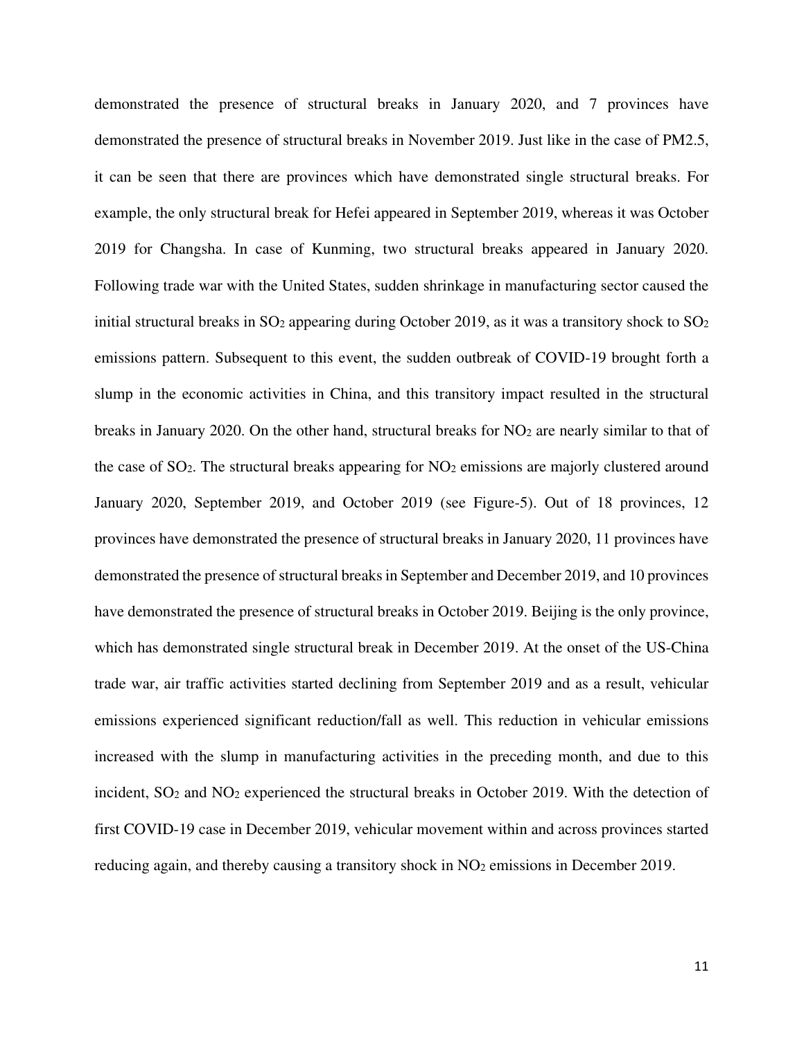demonstrated the presence of structural breaks in January 2020, and 7 provinces have demonstrated the presence of structural breaks in November 2019. Just like in the case of PM2.5, it can be seen that there are provinces which have demonstrated single structural breaks. For example, the only structural break for Hefei appeared in September 2019, whereas it was October 2019 for Changsha. In case of Kunming, two structural breaks appeared in January 2020. Following trade war with the United States, sudden shrinkage in manufacturing sector caused the initial structural breaks in $SO_2$ appearing during October 2019, as it was a transitory shock to $SO_2$ emissions pattern. Subsequent to this event, the sudden outbreak of COVID-19 brought forth a slump in the economic activities in China, and this transitory impact resulted in the structural breaks in January 2020. On the other hand, structural breaks for $NO_2$ are nearly similar to that of the case of $SO_2$. The structural breaks appearing for $NO_2$ emissions are majorly clustered around January 2020, September 2019, and October 2019 (see Figure-5). Out of 18 provinces, 12 provinces have demonstrated the presence of structural breaks in January 2020, 11 provinces have demonstrated the presence of structural breaks in September and December 2019, and 10 provinces have demonstrated the presence of structural breaks in October 2019. Beijing is the only province, which has demonstrated single structural break in December 2019. At the onset of the US-China trade war, air traffic activities started declining from September 2019 and as a result, vehicular emissions experienced significant reduction/fall as well. This reduction in vehicular emissions increased with the slump in manufacturing activities in the preceding month, and due to this incident, $SO_2$ and $NO_2$ experienced the structural breaks in October 2019. With the detection of first COVID-19 case in December 2019, vehicular movement within and across provinces started reducing again, and thereby causing a transitory shock in $NO_2$ emissions in December 2019.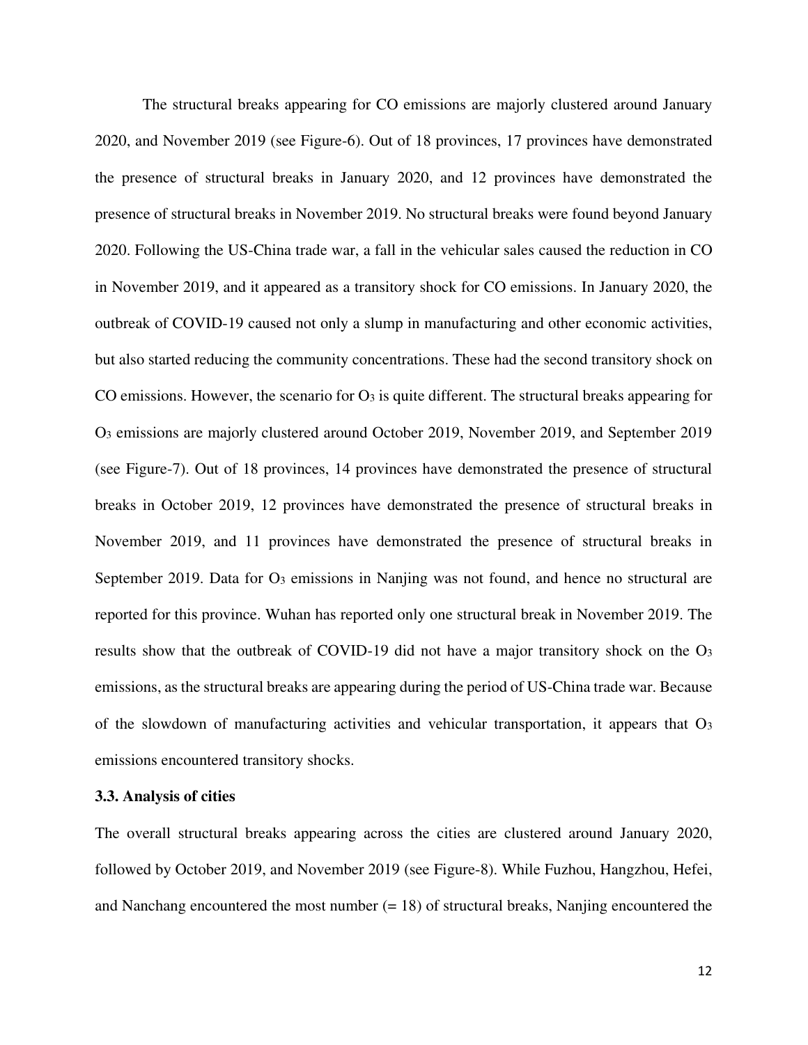The structural breaks appearing for CO emissions are majorly clustered around January 2020, and November 2019 (see Figure-6). Out of 18 provinces, 17 provinces have demonstrated the presence of structural breaks in January 2020, and 12 provinces have demonstrated the presence of structural breaks in November 2019. No structural breaks were found beyond January 2020. Following the US-China trade war, a fall in the vehicular sales caused the reduction in CO in November 2019, and it appeared as a transitory shock for CO emissions. In January 2020, the outbreak of COVID-19 caused not only a slump in manufacturing and other economic activities, but also started reducing the community concentrations. These had the second transitory shock on CO emissions. However, the scenario for $O_3$ is quite different. The structural breaks appearing for $O_3$ emissions are majorly clustered around October 2019, November 2019, and September 2019 (see Figure-7). Out of 18 provinces, 14 provinces have demonstrated the presence of structural breaks in October 2019, 12 provinces have demonstrated the presence of structural breaks in November 2019, and 11 provinces have demonstrated the presence of structural breaks in September 2019. Data for $O_3$ emissions in Nanjing was not found, and hence no structural are reported for this province. Wuhan has reported only one structural break in November 2019. The results show that the outbreak of COVID-19 did not have a major transitory shock on the $O_3$ emissions, as the structural breaks are appearing during the period of US-China trade war. Because of the slowdown of manufacturing activities and vehicular transportation, it appears that $O_3$ emissions encountered transitory shocks.

### 3.3. Analysis of cities

The overall structural breaks appearing across the cities are clustered around January 2020, followed by October 2019, and November 2019 (see Figure-8). While Fuzhou, Hangzhou, Hefei, and Nanchang encountered the most number (= 18) of structural breaks, Nanjing encountered the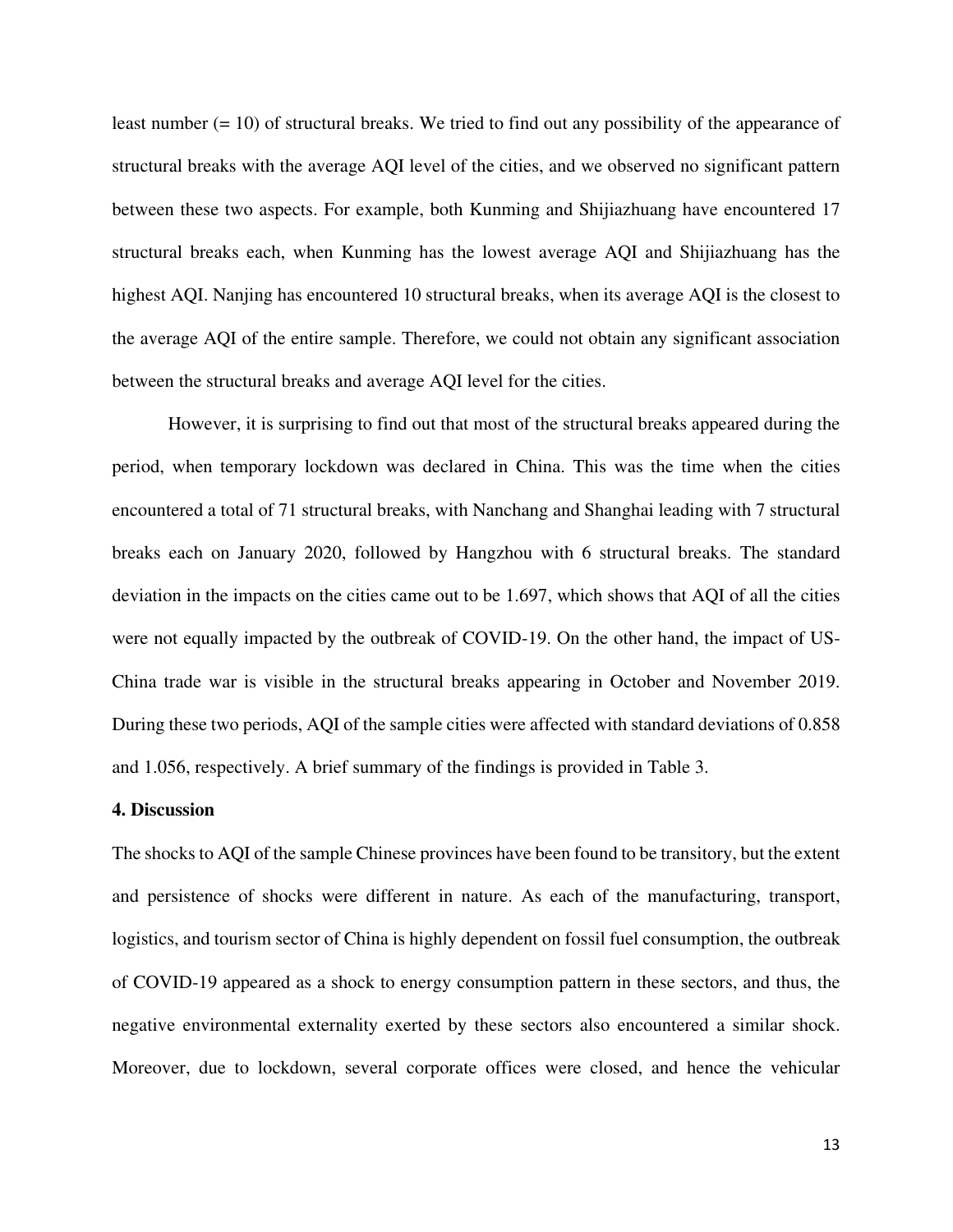least number (= 10) of structural breaks. We tried to find out any possibility of the appearance of structural breaks with the average AQI level of the cities, and we observed no significant pattern between these two aspects. For example, both Kunming and Shijiazhuang have encountered 17 structural breaks each, when Kunming has the lowest average AQI and Shijiazhuang has the highest AQI. Nanjing has encountered 10 structural breaks, when its average AQI is the closest to the average AQI of the entire sample. Therefore, we could not obtain any significant association between the structural breaks and average AQI level for the cities.

However, it is surprising to find out that most of the structural breaks appeared during the period, when temporary lockdown was declared in China. This was the time when the cities encountered a total of 71 structural breaks, with Nanchang and Shanghai leading with 7 structural breaks each on January 2020, followed by Hangzhou with 6 structural breaks. The standard deviation in the impacts on the cities came out to be 1.697, which shows that AQI of all the cities were not equally impacted by the outbreak of COVID-19. On the other hand, the impact of US-China trade war is visible in the structural breaks appearing in October and November 2019. During these two periods, AQI of the sample cities were affected with standard deviations of 0.858 and 1.056, respectively. A brief summary of the findings is provided in Table 3.

## 4. Discussion

The shocks to AQI of the sample Chinese provinces have been found to be transitory, but the extent and persistence of shocks were different in nature. As each of the manufacturing, transport, logistics, and tourism sector of China is highly dependent on fossil fuel consumption, the outbreak of COVID-19 appeared as a shock to energy consumption pattern in these sectors, and thus, the negative environmental externality exerted by these sectors also encountered a similar shock. Moreover, due to lockdown, several corporate offices were closed, and hence the vehicular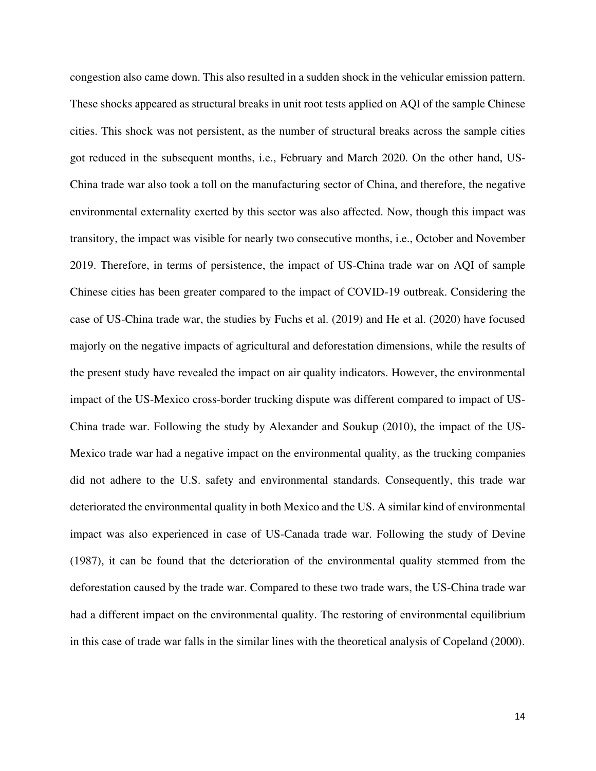congestion also came down. This also resulted in a sudden shock in the vehicular emission pattern. These shocks appeared as structural breaks in unit root tests applied on AQI of the sample Chinese cities. This shock was not persistent, as the number of structural breaks across the sample cities got reduced in the subsequent months, i.e., February and March 2020. On the other hand, US-China trade war also took a toll on the manufacturing sector of China, and therefore, the negative environmental externality exerted by this sector was also affected. Now, though this impact was transitory, the impact was visible for nearly two consecutive months, i.e., October and November 2019. Therefore, in terms of persistence, the impact of US-China trade war on AQI of sample Chinese cities has been greater compared to the impact of COVID-19 outbreak. Considering the case of US-China trade war, the studies by Fuchs et al. (2019) and He et al. (2020) have focused majorly on the negative impacts of agricultural and deforestation dimensions, while the results of the present study have revealed the impact on air quality indicators. However, the environmental impact of the US-Mexico cross-border trucking dispute was different compared to impact of US-China trade war. Following the study by Alexander and Soukup (2010), the impact of the US-Mexico trade war had a negative impact on the environmental quality, as the trucking companies did not adhere to the U.S. safety and environmental standards. Consequently, this trade war deteriorated the environmental quality in both Mexico and the US. A similar kind of environmental impact was also experienced in case of US-Canada trade war. Following the study of Devine (1987), it can be found that the deterioration of the environmental quality stemmed from the deforestation caused by the trade war. Compared to these two trade wars, the US-China trade war had a different impact on the environmental quality. The restoring of environmental equilibrium in this case of trade war falls in the similar lines with the theoretical analysis of Copeland (2000).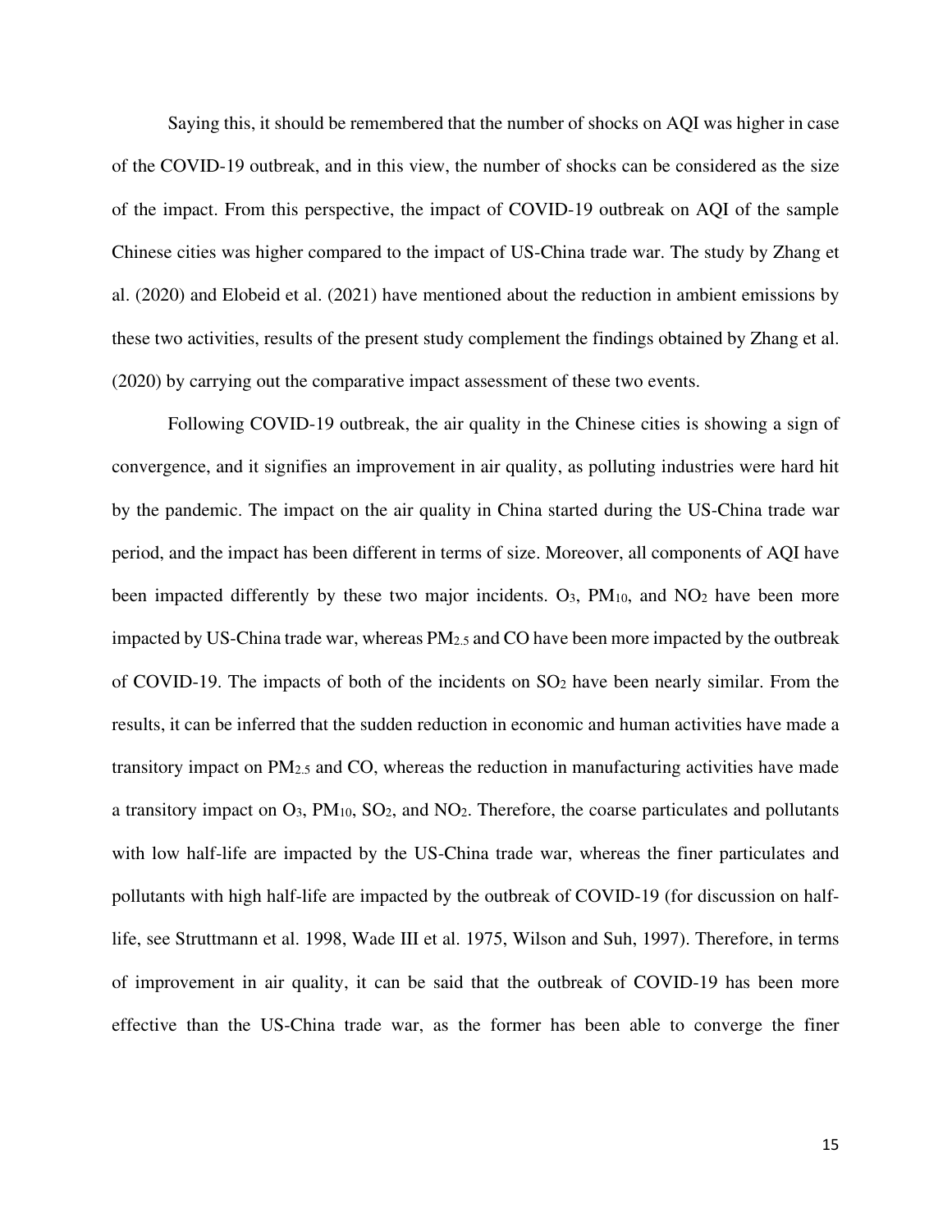Saying this, it should be remembered that the number of shocks on AQI was higher in case of the COVID-19 outbreak, and in this view, the number of shocks can be considered as the size of the impact. From this perspective, the impact of COVID-19 outbreak on AQI of the sample Chinese cities was higher compared to the impact of US-China trade war. The study by Zhang et al. (2020) and Elobeid et al. (2021) have mentioned about the reduction in ambient emissions by these two activities, results of the present study complement the findings obtained by Zhang et al. (2020) by carrying out the comparative impact assessment of these two events.

Following COVID-19 outbreak, the air quality in the Chinese cities is showing a sign of convergence, and it signifies an improvement in air quality, as polluting industries were hard hit by the pandemic. The impact on the air quality in China started during the US-China trade war period, and the impact has been different in terms of size. Moreover, all components of AQI have been impacted differently by these two major incidents. $O_3$, $PM_{10}$, and $NO_2$ have been more impacted by US-China trade war, whereas $PM_{2.5}$ and CO have been more impacted by the outbreak of COVID-19. The impacts of both of the incidents on $SO_2$ have been nearly similar. From the results, it can be inferred that the sudden reduction in economic and human activities have made a transitory impact on $PM_{2.5}$ and CO, whereas the reduction in manufacturing activities have made a transitory impact on $O_3$, $PM_{10}$, $SO_2$, and $NO_2$. Therefore, the coarse particulates and pollutants with low half-life are impacted by the US-China trade war, whereas the finer particulates and pollutants with high half-life are impacted by the outbreak of COVID-19 (for discussion on half-life, see Struttmann et al. 1998, Wade III et al. 1975, Wilson and Suh, 1997). Therefore, in terms of improvement in air quality, it can be said that the outbreak of COVID-19 has been more effective than the US-China trade war, as the former has been able to converge the finer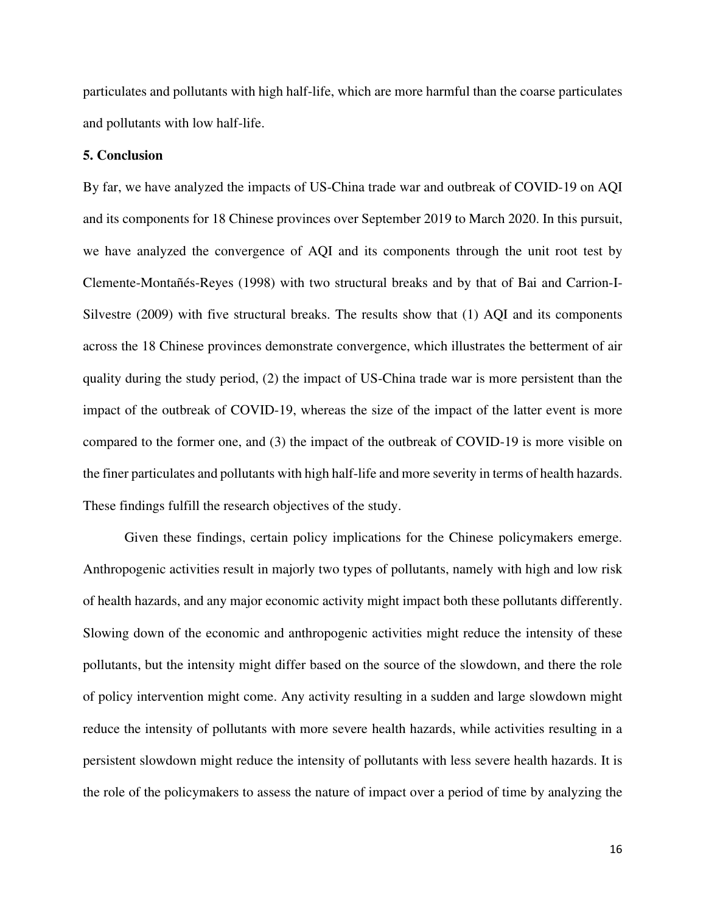particulates and pollutants with high half-life, which are more harmful than the coarse particulates and pollutants with low half-life.

## 5. Conclusion

By far, we have analyzed the impacts of US-China trade war and outbreak of COVID-19 on AQI and its components for 18 Chinese provinces over September 2019 to March 2020. In this pursuit, we have analyzed the convergence of AQI and its components through the unit root test by Clemente-Montañés-Reyes (1998) with two structural breaks and by that of Bai and Carrion-I-Silvestre (2009) with five structural breaks. The results show that (1) AQI and its components across the 18 Chinese provinces demonstrate convergence, which illustrates the betterment of air quality during the study period, (2) the impact of US-China trade war is more persistent than the impact of the outbreak of COVID-19, whereas the size of the impact of the latter event is more compared to the former one, and (3) the impact of the outbreak of COVID-19 is more visible on the finer particulates and pollutants with high half-life and more severity in terms of health hazards. These findings fulfill the research objectives of the study.

Given these findings, certain policy implications for the Chinese policymakers emerge. Anthropogenic activities result in majorly two types of pollutants, namely with high and low risk of health hazards, and any major economic activity might impact both these pollutants differently. Slowing down of the economic and anthropogenic activities might reduce the intensity of these pollutants, but the intensity might differ based on the source of the slowdown, and there the role of policy intervention might come. Any activity resulting in a sudden and large slowdown might reduce the intensity of pollutants with more severe health hazards, while activities resulting in a persistent slowdown might reduce the intensity of pollutants with less severe health hazards. It is the role of the policymakers to assess the nature of impact over a period of time by analyzing the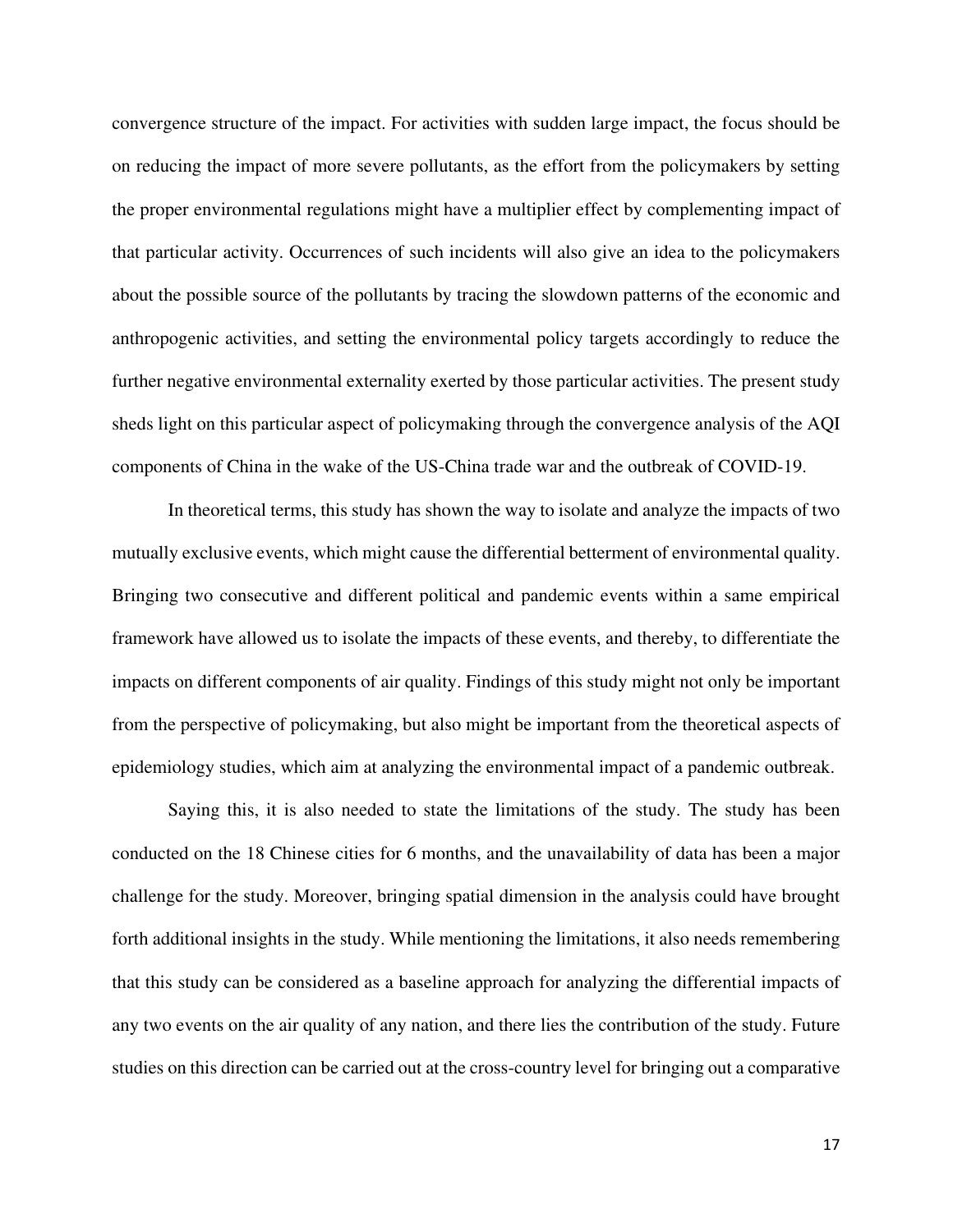convergence structure of the impact. For activities with sudden large impact, the focus should be on reducing the impact of more severe pollutants, as the effort from the policymakers by setting the proper environmental regulations might have a multiplier effect by complementing impact of that particular activity. Occurrences of such incidents will also give an idea to the policymakers about the possible source of the pollutants by tracing the slowdown patterns of the economic and anthropogenic activities, and setting the environmental policy targets accordingly to reduce the further negative environmental externality exerted by those particular activities. The present study sheds light on this particular aspect of policymaking through the convergence analysis of the AQI components of China in the wake of the US-China trade war and the outbreak of COVID-19.

In theoretical terms, this study has shown the way to isolate and analyze the impacts of two mutually exclusive events, which might cause the differential betterment of environmental quality. Bringing two consecutive and different political and pandemic events within a same empirical framework have allowed us to isolate the impacts of these events, and thereby, to differentiate the impacts on different components of air quality. Findings of this study might not only be important from the perspective of policymaking, but also might be important from the theoretical aspects of epidemiology studies, which aim at analyzing the environmental impact of a pandemic outbreak.

Saying this, it is also needed to state the limitations of the study. The study has been conducted on the 18 Chinese cities for 6 months, and the unavailability of data has been a major challenge for the study. Moreover, bringing spatial dimension in the analysis could have brought forth additional insights in the study. While mentioning the limitations, it also needs remembering that this study can be considered as a baseline approach for analyzing the differential impacts of any two events on the air quality of any nation, and there lies the contribution of the study. Future studies on this direction can be carried out at the cross-country level for bringing out a comparative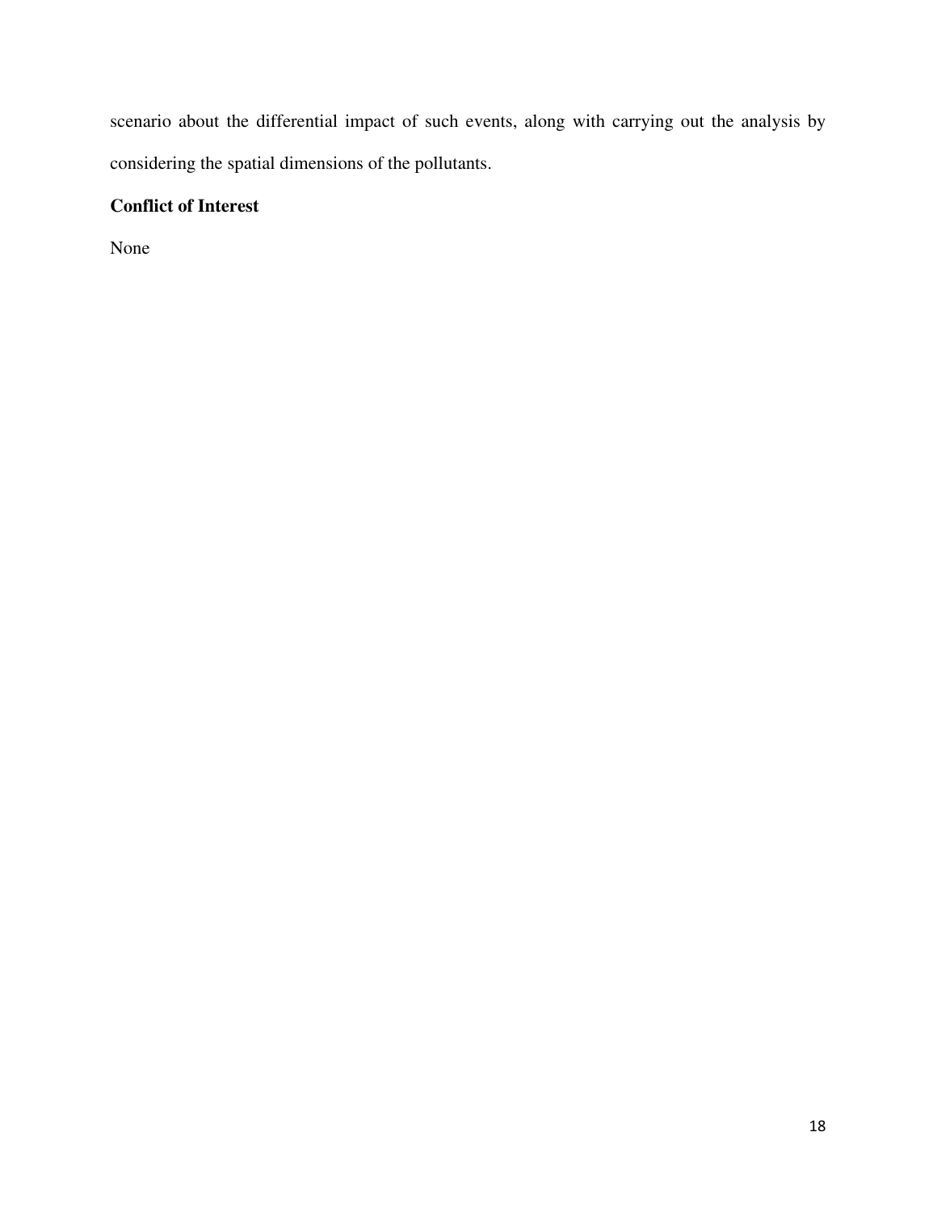scenario about the differential impact of such events, along with carrying out the analysis by considering the spatial dimensions of the pollutants.

## Conflict of Interest

None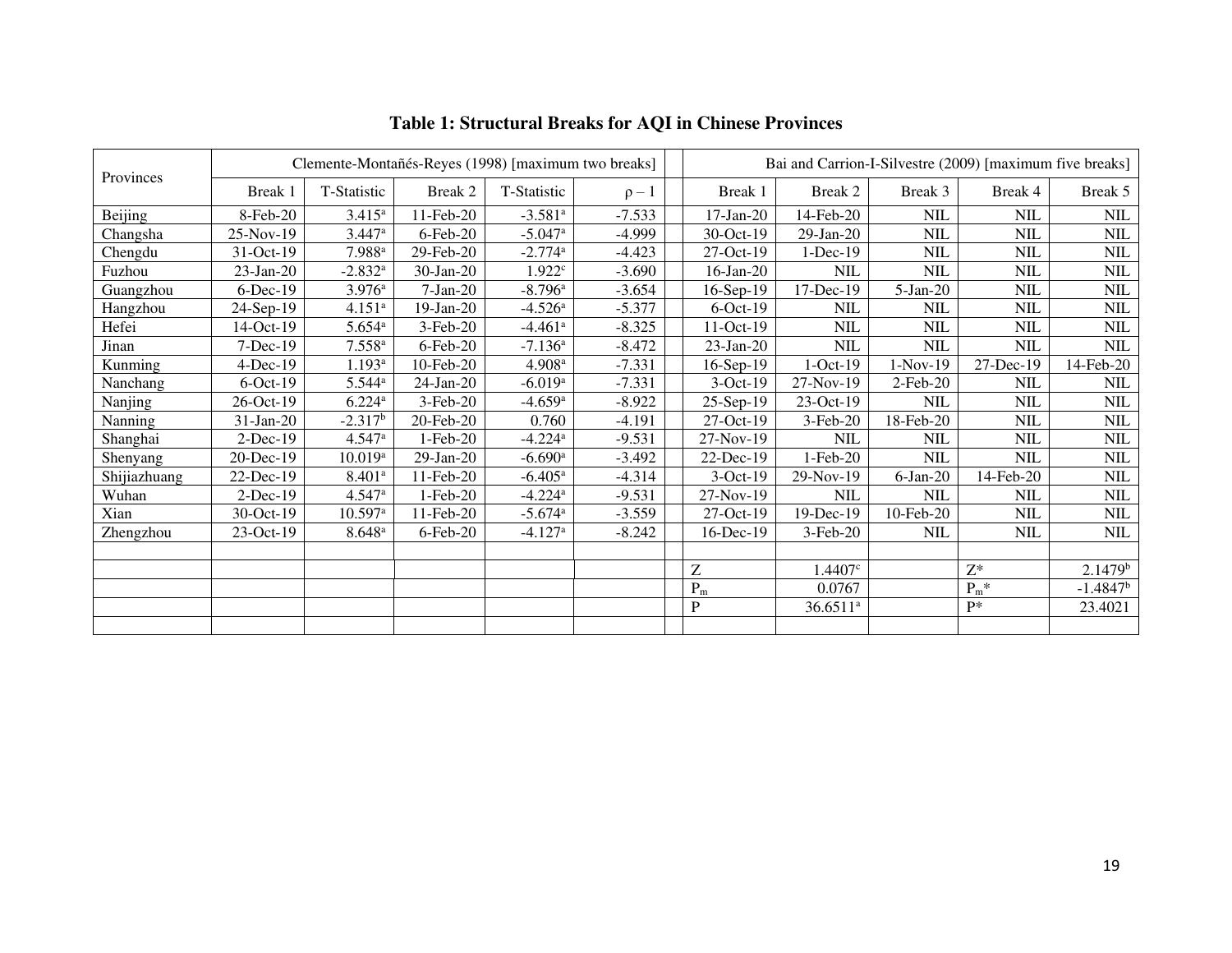**Table 1: Structural Breaks for AQI in Chinese Provinces**

| Provinces | Clemente-Montañés-Reyes (1998) [maximum two breaks] | | | | | | Bai and Carrion-I-Silvestre (2009) [maximum five breaks] | | | | |
|---|---|---|---|---|---|---|---|---|---|---|---|
| | Break 1 | T-Statistic | Break 2 | T-Statistic | $\rho - 1$ | | Break 1 | Break 2 | Break 3 | Break 4 | Break 5 |
| Beijing | 8-Feb-20 | 3.415[a] | 11-Feb-20 | -3.581[a] | -7.533 | | 17-Jan-20 | 14-Feb-20 | NIL | NIL | NIL |
| Changsha | 25-Nov-19 | 3.447[a] | 6-Feb-20 | -5.047[a] | -4.999 | | 30-Oct-19 | 29-Jan-20 | NIL | NIL | NIL |
| Chengdu | 31-Oct-19 | 7.988[a] | 29-Feb-20 | -2.774[a] | -4.423 | | 27-Oct-19 | 1-Dec-19 | NIL | NIL | NIL |
| Fuzhou | 23-Jan-20 | -2.832[a] | 30-Jan-20 | 1.922[c] | -3.690 | | 16-Jan-20 | NIL | NIL | NIL | NIL |
| Guangzhou | 6-Dec-19 | 3.976[a] | 7-Jan-20 | -8.796[a] | -3.654 | | 16-Sep-19 | 17-Dec-19 | 5-Jan-20 | NIL | NIL |
| Hangzhou | 24-Sep-19 | 4.151[a] | 19-Jan-20 | -4.526[a] | -5.377 | | 6-Oct-19 | NIL | NIL | NIL | NIL |
| Hefei | 14-Oct-19 | 5.654[a] | 3-Feb-20 | -4.461[a] | -8.325 | | 11-Oct-19 | NIL | NIL | NIL | NIL |
| Jinan | 7-Dec-19 | 7.558[a] | 6-Feb-20 | -7.136[a] | -8.472 | | 23-Jan-20 | NIL | NIL | NIL | NIL |
| Kunming | 4-Dec-19 | 1.193[a] | 10-Feb-20 | 4.908[a] | -7.331 | | 16-Sep-19 | 1-Oct-19 | 1-Nov-19 | 27-Dec-19 | 14-Feb-20 |
| Nanchang | 6-Oct-19 | 5.544[a] | 24-Jan-20 | -6.019[a] | -7.331 | | 3-Oct-19 | 27-Nov-19 | 2-Feb-20 | NIL | NIL |
| Nanjing | 26-Oct-19 | 6.224[a] | 3-Feb-20 | -4.659[a] | -8.922 | | 25-Sep-19 | 23-Oct-19 | NIL | NIL | NIL |
| Nanning | 31-Jan-20 | -2.317[b] | 20-Feb-20 | 0.760 | -4.191 | | 27-Oct-19 | 3-Feb-20 | 18-Feb-20 | NIL | NIL |
| Shanghai | 2-Dec-19 | 4.547[a] | 1-Feb-20 | -4.224[a] | -9.531 | | 27-Nov-19 | NIL | NIL | NIL | NIL |
| Shenyang | 20-Dec-19 | 10.019[a] | 29-Jan-20 | -6.690[a] | -3.492 | | 22-Dec-19 | 1-Feb-20 | NIL | NIL | NIL |
| Shijiazhuang | 22-Dec-19 | 8.401[a] | 11-Feb-20 | -6.405[a] | -4.314 | | 3-Oct-19 | 29-Nov-19 | 6-Jan-20 | 14-Feb-20 | NIL |
| Wuhan | 2-Dec-19 | 4.547[a] | 1-Feb-20 | -4.224[a] | -9.531 | | 27-Nov-19 | NIL | NIL | NIL | NIL |
| Xian | 30-Oct-19 | 10.597[a] | 11-Feb-20 | -5.674[a] | -3.559 | | 27-Oct-19 | 19-Dec-19 | 10-Feb-20 | NIL | NIL |
| Zhengzhou | 23-Oct-19 | 8.648[a] | 6-Feb-20 | -4.127[a] | -8.242 | | 16-Dec-19 | 3-Feb-20 | NIL | NIL | NIL |
| | | | | | | | | | | | |
| | | | | | | | $Z$ | 1.4407[c] | | $Z^*$ | 2.1479[b] |
| | | | | | | | $P_m$ | 0.0767 | | $P_m^*$ | -1.4847[b] |
| | | | | | | | $P$ | 36.6511[a] | | $P^*$ | 23.4021 |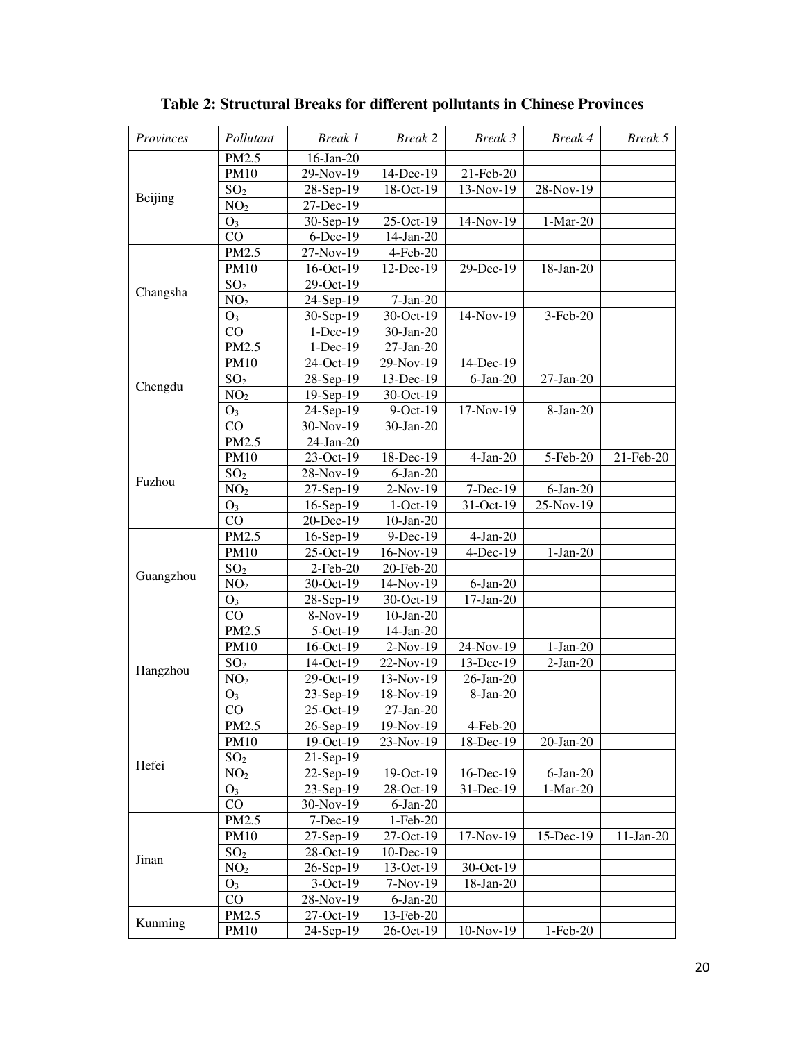**Table 2: Structural Breaks for different pollutants in Chinese Provinces**

| *Provinces* | *Pollutant* | *Break 1* | *Break 2* | *Break 3* | *Break 4* | *Break 5* |
|---|---|---|---|---|---|---|
| Beijing | PM2.5 | 16-Jan-20 | | | | |
| | PM10 | 29-Nov-19 | 14-Dec-19 | 21-Feb-20 | | |
| | $SO_2$ | 28-Sep-19 | 18-Oct-19 | 13-Nov-19 | 28-Nov-19 | |
| | $NO_2$ | 27-Dec-19 | | | | |
| | $O_3$ | 30-Sep-19 | 25-Oct-19 | 14-Nov-19 | 1-Mar-20 | |
| | CO | 6-Dec-19 | 14-Jan-20 | | | |
| Changsha | PM2.5 | 27-Nov-19 | 4-Feb-20 | | | |
| | PM10 | 16-Oct-19 | 12-Dec-19 | 29-Dec-19 | 18-Jan-20 | |
| | $SO_2$ | 29-Oct-19 | | | | |
| | $NO_2$ | 24-Sep-19 | 7-Jan-20 | | | |
| | $O_3$ | 30-Sep-19 | 30-Oct-19 | 14-Nov-19 | 3-Feb-20 | |
| | CO | 1-Dec-19 | 30-Jan-20 | | | |
| Chengdu | PM2.5 | 1-Dec-19 | 27-Jan-20 | | | |
| | PM10 | 24-Oct-19 | 29-Nov-19 | 14-Dec-19 | | |
| | $SO_2$ | 28-Sep-19 | 13-Dec-19 | 6-Jan-20 | 27-Jan-20 | |
| | $NO_2$ | 19-Sep-19 | 30-Oct-19 | | | |
| | $O_3$ | 24-Sep-19 | 9-Oct-19 | 17-Nov-19 | 8-Jan-20 | |
| | CO | 30-Nov-19 | 30-Jan-20 | | | |
| Fuzhou | PM2.5 | 24-Jan-20 | | | | |
| | PM10 | 23-Oct-19 | 18-Dec-19 | 4-Jan-20 | 5-Feb-20 | 21-Feb-20 |
| | $SO_2$ | 28-Nov-19 | 6-Jan-20 | | | |
| | $NO_2$ | 27-Sep-19 | 2-Nov-19 | 7-Dec-19 | 6-Jan-20 | |
| | $O_3$ | 16-Sep-19 | 1-Oct-19 | 31-Oct-19 | 25-Nov-19 | |
| | CO | 20-Dec-19 | 10-Jan-20 | | | |
| Guangzhou | PM2.5 | 16-Sep-19 | 9-Dec-19 | 4-Jan-20 | | |
| | PM10 | 25-Oct-19 | 16-Nov-19 | 4-Dec-19 | 1-Jan-20 | |
| | $SO_2$ | 2-Feb-20 | 20-Feb-20 | | | |
| | $NO_2$ | 30-Oct-19 | 14-Nov-19 | 6-Jan-20 | | |
| | $O_3$ | 28-Sep-19 | 30-Oct-19 | 17-Jan-20 | | |
| | CO | 8-Nov-19 | 10-Jan-20 | | | |
| Hangzhou | PM2.5 | 5-Oct-19 | 14-Jan-20 | | | |
| | PM10 | 16-Oct-19 | 2-Nov-19 | 24-Nov-19 | 1-Jan-20 | |
| | $SO_2$ | 14-Oct-19 | 22-Nov-19 | 13-Dec-19 | 2-Jan-20 | |
| | $NO_2$ | 29-Oct-19 | 13-Nov-19 | 26-Jan-20 | | |
| | $O_3$ | 23-Sep-19 | 18-Nov-19 | 8-Jan-20 | | |
| | CO | 25-Oct-19 | 27-Jan-20 | | | |
| Hefei | PM2.5 | 26-Sep-19 | 19-Nov-19 | 4-Feb-20 | | |
| | PM10 | 19-Oct-19 | 23-Nov-19 | 18-Dec-19 | 20-Jan-20 | |
| | $SO_2$ | 21-Sep-19 | | | | |
| | $NO_2$ | 22-Sep-19 | 19-Oct-19 | 16-Dec-19 | 6-Jan-20 | |
| | $O_3$ | 23-Sep-19 | 28-Oct-19 | 31-Dec-19 | 1-Mar-20 | |
| | CO | 30-Nov-19 | 6-Jan-20 | | | |
| Jinan | PM2.5 | 7-Dec-19 | 1-Feb-20 | | | |
| | PM10 | 27-Sep-19 | 27-Oct-19 | 17-Nov-19 | 15-Dec-19 | 11-Jan-20 |
| | $SO_2$ | 28-Oct-19 | 10-Dec-19 | | | |
| | $NO_2$ | 26-Sep-19 | 13-Oct-19 | 30-Oct-19 | | |
| | $O_3$ | 3-Oct-19 | 7-Nov-19 | 18-Jan-20 | | |
| | CO | 28-Nov-19 | 6-Jan-20 | | | |
| Kunming | PM2.5 | 27-Oct-19 | 13-Feb-20 | | | |
| | PM10 | 24-Sep-19 | 26-Oct-19 | 10-Nov-19 | 1-Feb-20 | |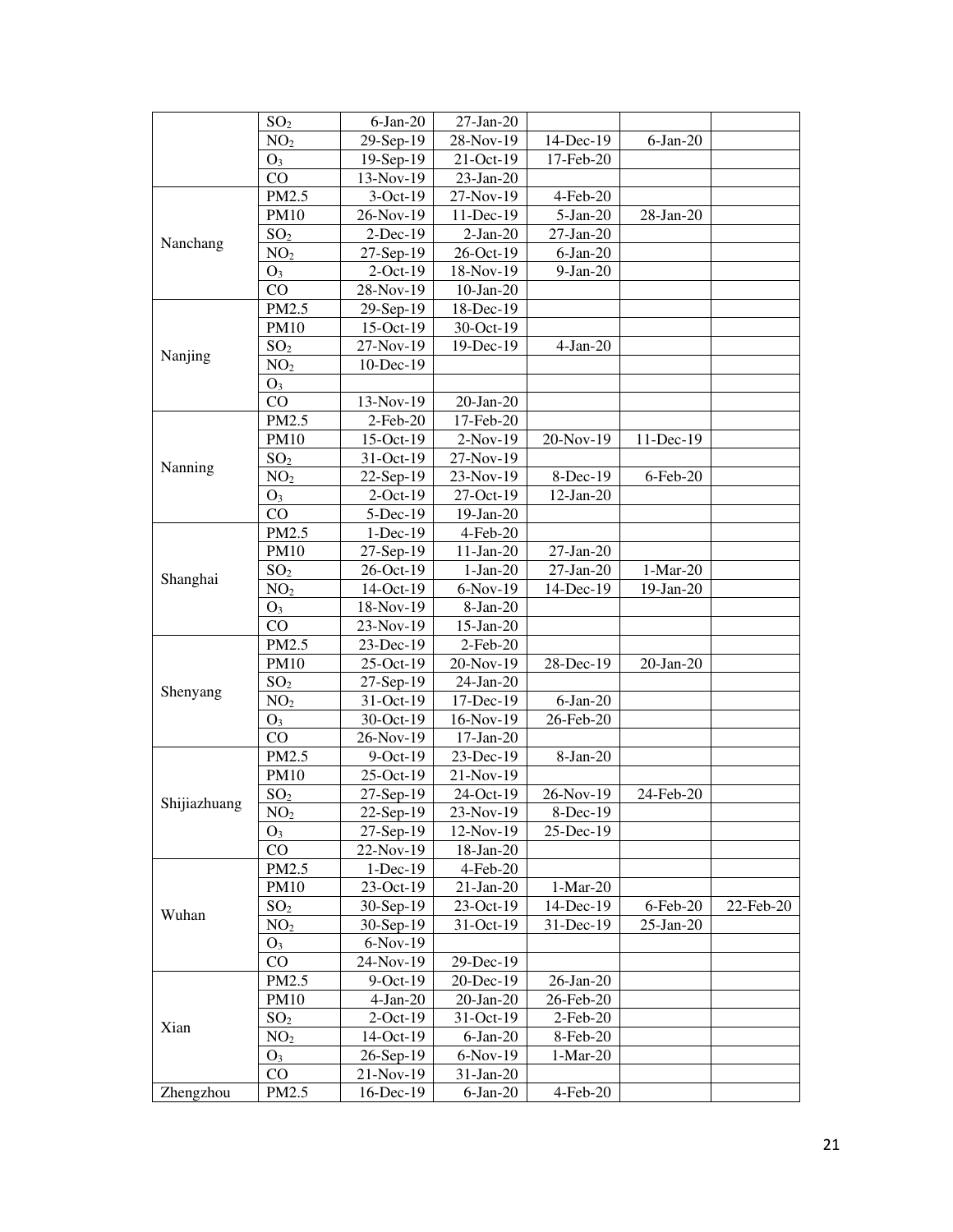| | | | | | | |
|---|---|---|---|---|---|---|
| | $SO_2$ | 6-Jan-20 | 27-Jan-20 | | | |
| | $NO_2$ | 29-Sep-19 | 28-Nov-19 | 14-Dec-19 | 6-Jan-20 | |
| | $O_3$ | 19-Sep-19 | 21-Oct-19 | 17-Feb-20 | | |
| | CO | 13-Nov-19 | 23-Jan-20 | | | |
| Nanchang | PM2.5 | 3-Oct-19 | 27-Nov-19 | 4-Feb-20 | | |
| | PM10 | 26-Nov-19 | 11-Dec-19 | 5-Jan-20 | 28-Jan-20 | |
| | $SO_2$ | 2-Dec-19 | 2-Jan-20 | 27-Jan-20 | | |
| | $NO_2$ | 27-Sep-19 | 26-Oct-19 | 6-Jan-20 | | |
| | $O_3$ | 2-Oct-19 | 18-Nov-19 | 9-Jan-20 | | |
| | CO | 28-Nov-19 | 10-Jan-20 | | | |
| Nanjing | PM2.5 | 29-Sep-19 | 18-Dec-19 | | | |
| | PM10 | 15-Oct-19 | 30-Oct-19 | | | |
| | $SO_2$ | 27-Nov-19 | 19-Dec-19 | 4-Jan-20 | | |
| | $NO_2$ | 10-Dec-19 | | | | |
| | $O_3$ | | | | | |
| | CO | 13-Nov-19 | 20-Jan-20 | | | |
| Nanning | PM2.5 | 2-Feb-20 | 17-Feb-20 | | | |
| | PM10 | 15-Oct-19 | 2-Nov-19 | 20-Nov-19 | 11-Dec-19 | |
| | $SO_2$ | 31-Oct-19 | 27-Nov-19 | | | |
| | $NO_2$ | 22-Sep-19 | 23-Nov-19 | 8-Dec-19 | 6-Feb-20 | |
| | $O_3$ | 2-Oct-19 | 27-Oct-19 | 12-Jan-20 | | |
| | CO | 5-Dec-19 | 19-Jan-20 | | | |
| Shanghai | PM2.5 | 1-Dec-19 | 4-Feb-20 | | | |
| | PM10 | 27-Sep-19 | 11-Jan-20 | 27-Jan-20 | | |
| | $SO_2$ | 26-Oct-19 | 1-Jan-20 | 27-Jan-20 | 1-Mar-20 | |
| | $NO_2$ | 14-Oct-19 | 6-Nov-19 | 14-Dec-19 | 19-Jan-20 | |
| | $O_3$ | 18-Nov-19 | 8-Jan-20 | | | |
| | CO | 23-Nov-19 | 15-Jan-20 | | | |
| Shenyang | PM2.5 | 23-Dec-19 | 2-Feb-20 | | | |
| | PM10 | 25-Oct-19 | 20-Nov-19 | 28-Dec-19 | 20-Jan-20 | |
| | $SO_2$ | 27-Sep-19 | 24-Jan-20 | | | |
| | $NO_2$ | 31-Oct-19 | 17-Dec-19 | 6-Jan-20 | | |
| | $O_3$ | 30-Oct-19 | 16-Nov-19 | 26-Feb-20 | | |
| | CO | 26-Nov-19 | 17-Jan-20 | | | |
| Shijiazhuang | PM2.5 | 9-Oct-19 | 23-Dec-19 | 8-Jan-20 | | |
| | PM10 | 25-Oct-19 | 21-Nov-19 | | | |
| | $SO_2$ | 27-Sep-19 | 24-Oct-19 | 26-Nov-19 | 24-Feb-20 | |
| | $NO_2$ | 22-Sep-19 | 23-Nov-19 | 8-Dec-19 | | |
| | $O_3$ | 27-Sep-19 | 12-Nov-19 | 25-Dec-19 | | |
| | CO | 22-Nov-19 | 18-Jan-20 | | | |
| Wuhan | PM2.5 | 1-Dec-19 | 4-Feb-20 | | | |
| | PM10 | 23-Oct-19 | 21-Jan-20 | 1-Mar-20 | | |
| | $SO_2$ | 30-Sep-19 | 23-Oct-19 | 14-Dec-19 | 6-Feb-20 | 22-Feb-20 |
| | $NO_2$ | 30-Sep-19 | 31-Oct-19 | 31-Dec-19 | 25-Jan-20 | |
| | $O_3$ | 6-Nov-19 | | | | |
| | CO | 24-Nov-19 | 29-Dec-19 | | | |
| Xian | PM2.5 | 9-Oct-19 | 20-Dec-19 | 26-Jan-20 | | |
| | PM10 | 4-Jan-20 | 20-Jan-20 | 26-Feb-20 | | |
| | $SO_2$ | 2-Oct-19 | 31-Oct-19 | 2-Feb-20 | | |
| | $NO_2$ | 14-Oct-19 | 6-Jan-20 | 8-Feb-20 | | |
| | $O_3$ | 26-Sep-19 | 6-Nov-19 | 1-Mar-20 | | |
| | CO | 21-Nov-19 | 31-Jan-20 | | | |
| Zhengzhou | PM2.5 | 16-Dec-19 | 6-Jan-20 | 4-Feb-20 | | |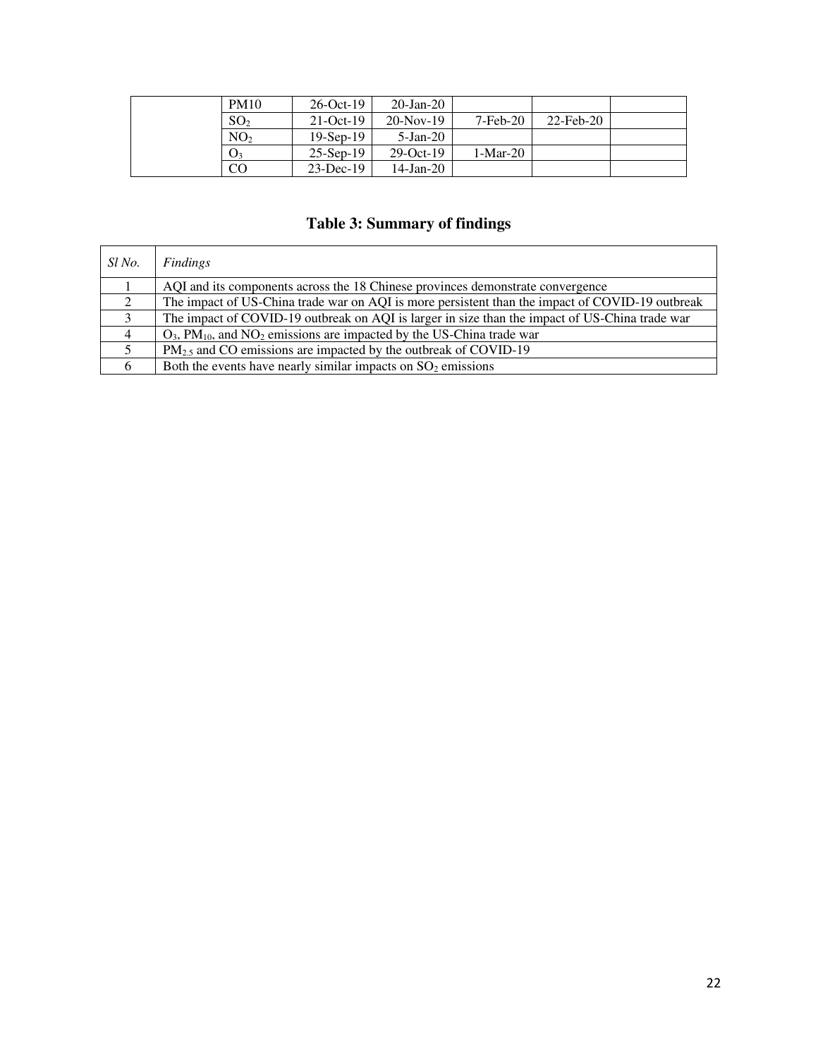| | | | | | | |
|---|---|---|---|---|---|---|
| | PM10 | 26-Oct-19 | 20-Jan-20 | | | |
| | $SO_2$ | 21-Oct-19 | 20-Nov-19 | 7-Feb-20 | 22-Feb-20 | |
| | $NO_2$ | 19-Sep-19 | 5-Jan-20 | | | |
| | $O_3$ | 25-Sep-19 | 29-Oct-19 | 1-Mar-20 | | |
| | CO | 23-Dec-19 | 14-Jan-20 | | | |

## Table 3: Summary of findings

| *Sl No.* | *Findings* |
|---|---|
| 1 | AQI and its components across the 18 Chinese provinces demonstrate convergence |
| 2 | The impact of US-China trade war on AQI is more persistent than the impact of COVID-19 outbreak |
| 3 | The impact of COVID-19 outbreak on AQI is larger in size than the impact of US-China trade war |
| 4 | $O_3$, $PM_{10}$, and $NO_2$ emissions are impacted by the US-China trade war |
| 5 | $PM_{2.5}$ and CO emissions are impacted by the outbreak of COVID-19 |
| 6 | Both the events have nearly similar impacts on $SO_2$ emissions |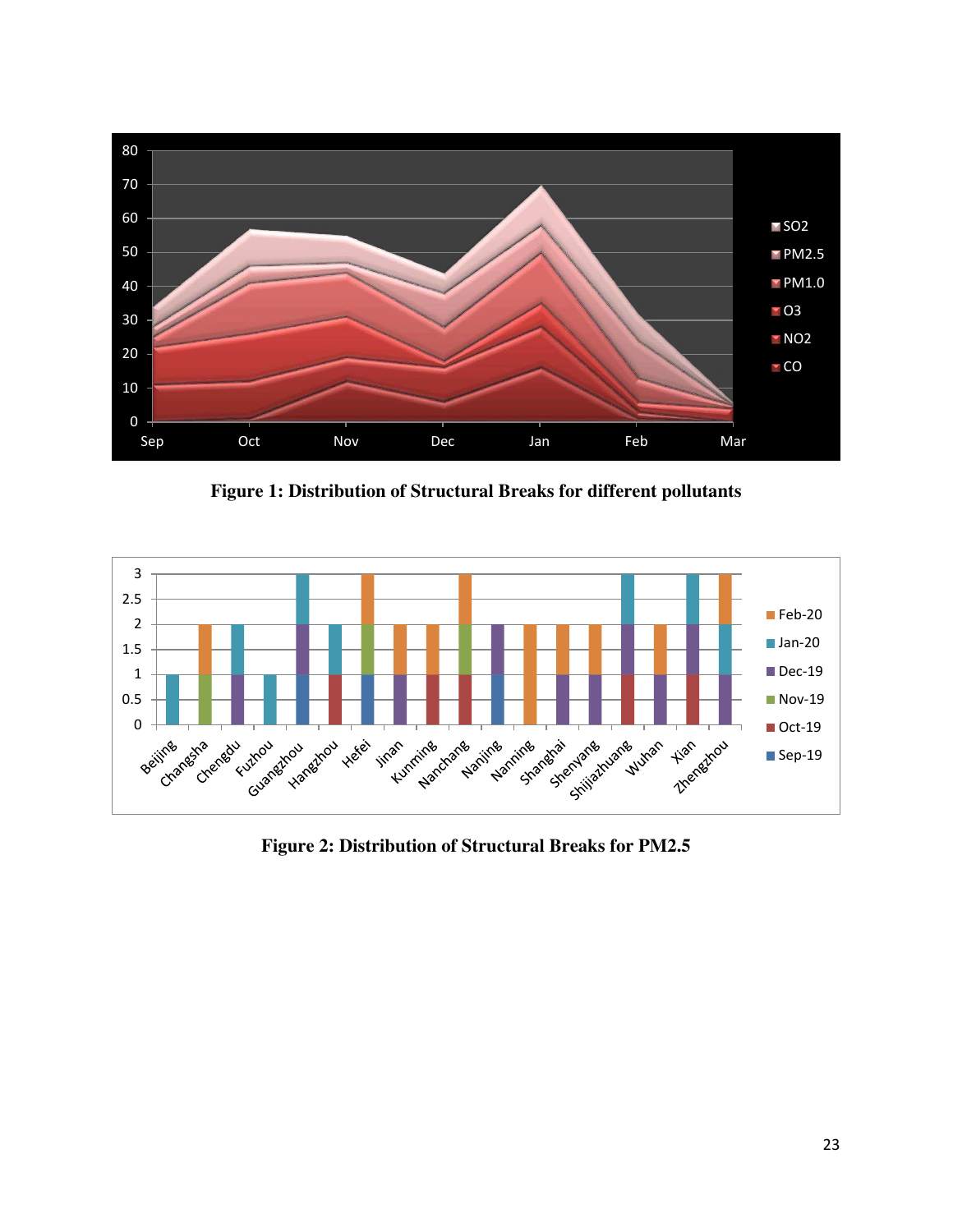**Figure 1: Distribution of Structural Breaks for different pollutants**

**Figure 2: Distribution of Structural Breaks for PM2.5**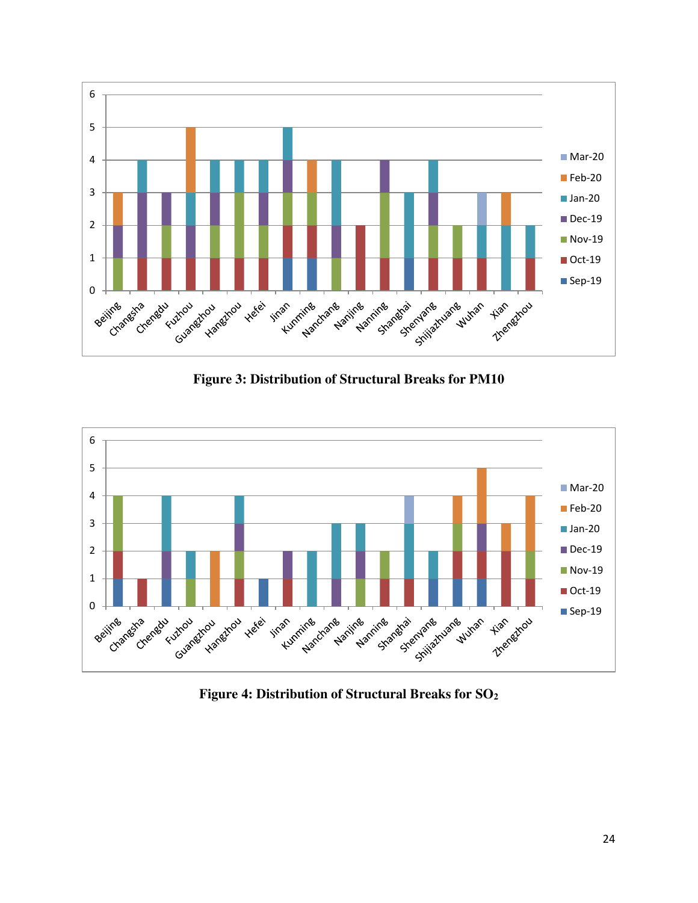Figure 3: Distribution of Structural Breaks for PM10

Figure 4: Distribution of Structural Breaks for $SO_2$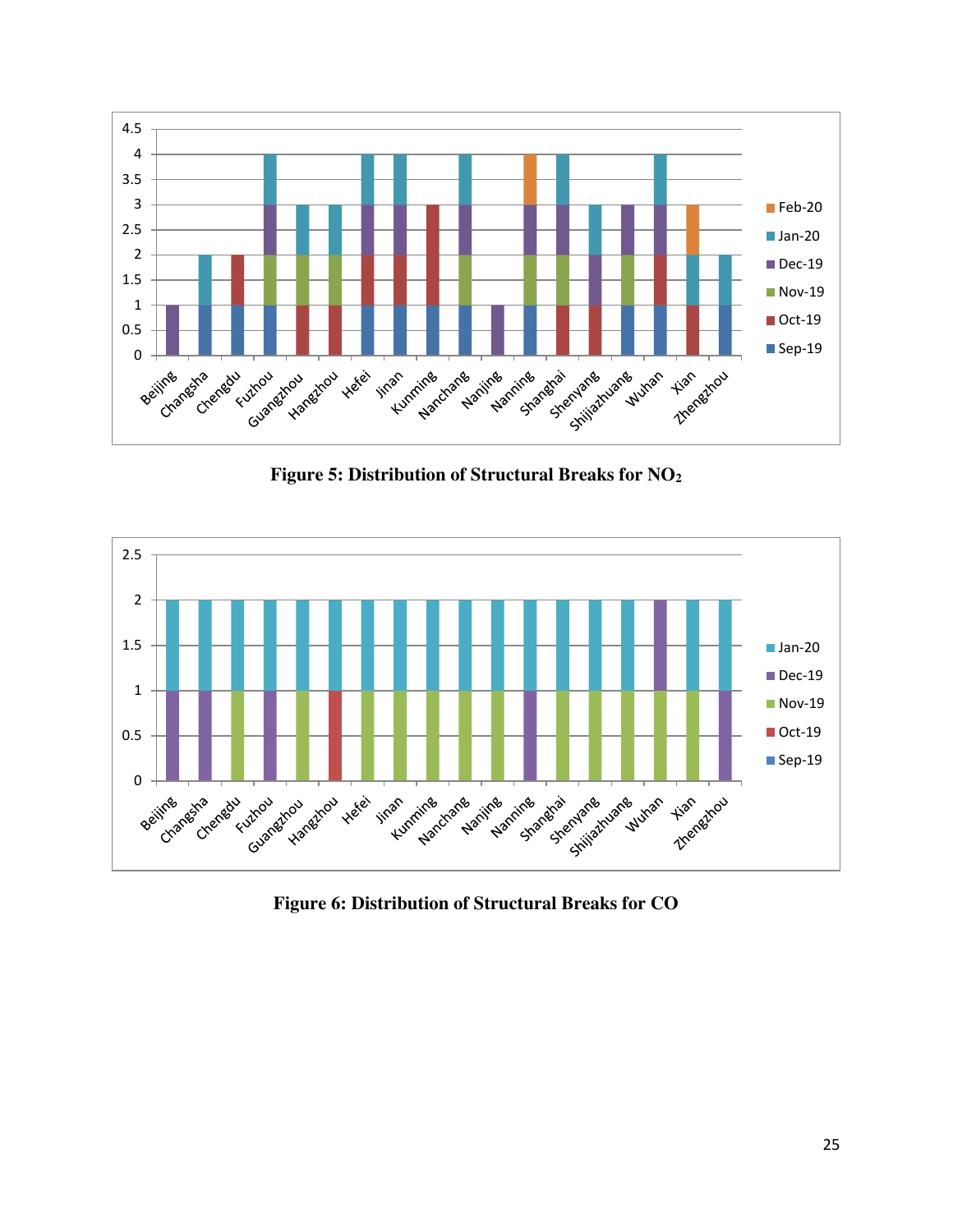**Figure 5: Distribution of Structural Breaks for $NO_2$**

**Figure 6: Distribution of Structural Breaks for CO**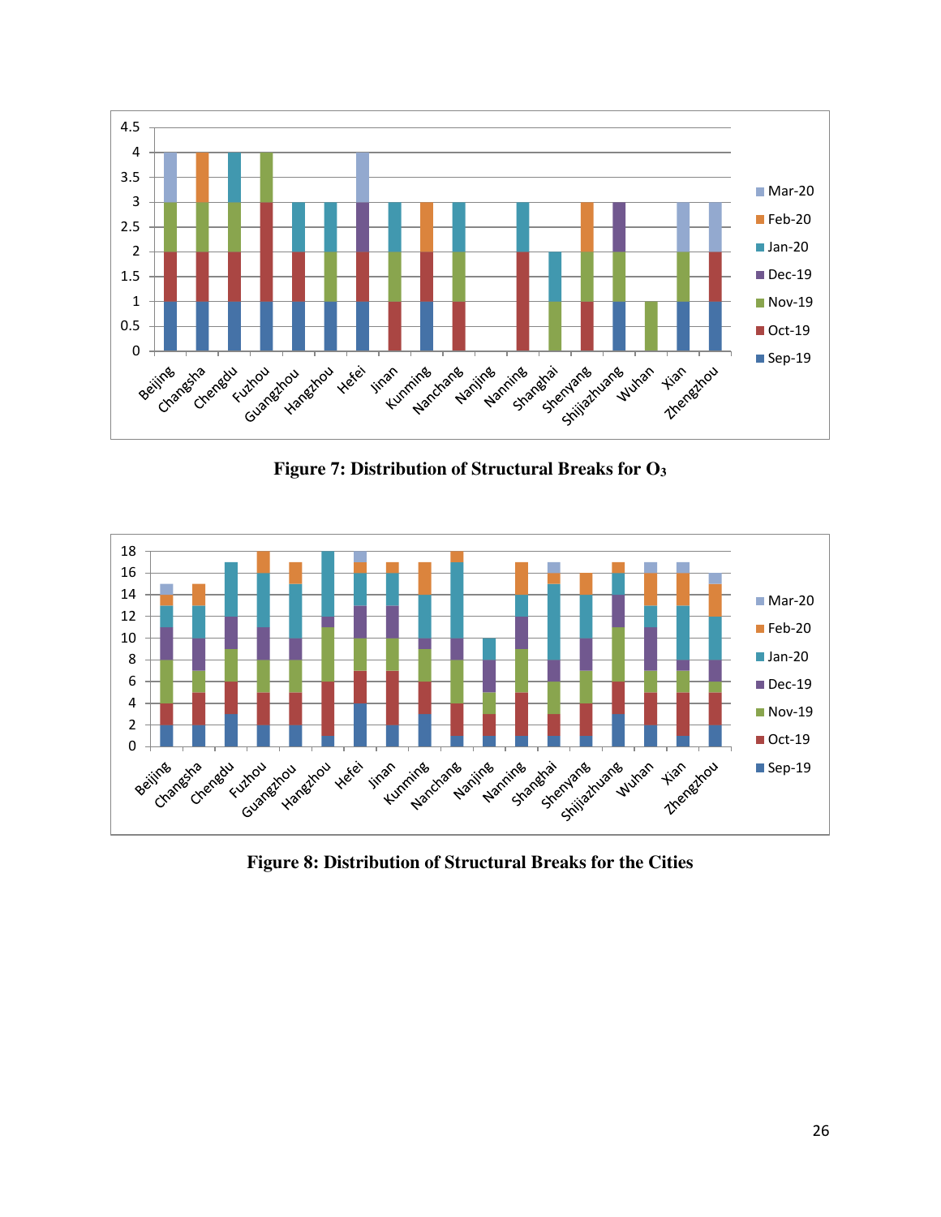**Figure 7: Distribution of Structural Breaks for $O_3$**

**Figure 8: Distribution of Structural Breaks for the Cities**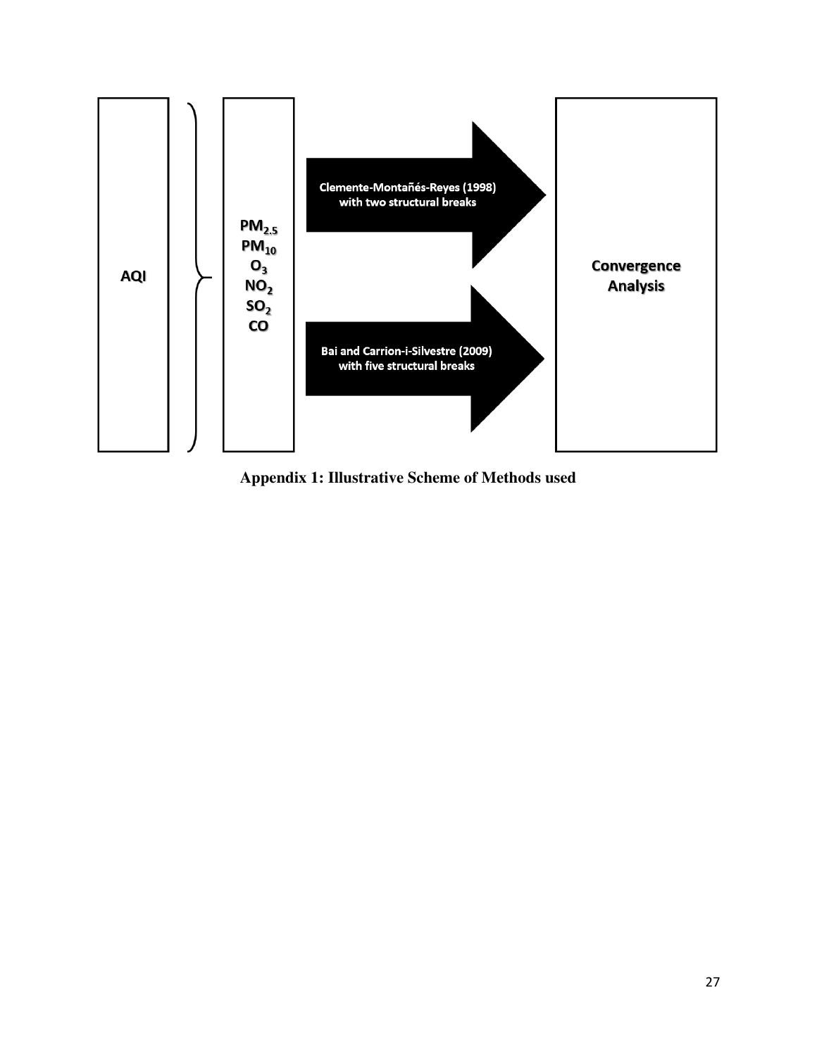AQI

$PM_{2.5}$
$PM_{10}$
$O_3$
$NO_2$
$SO_2$
CO

Clemente-Montañés-Reyes (1998) with two structural breaks

Bai and Carrion-i-Silvestre (2009) with five structural breaks

Convergence Analysis

**Appendix 1: Illustrative Scheme of Methods used**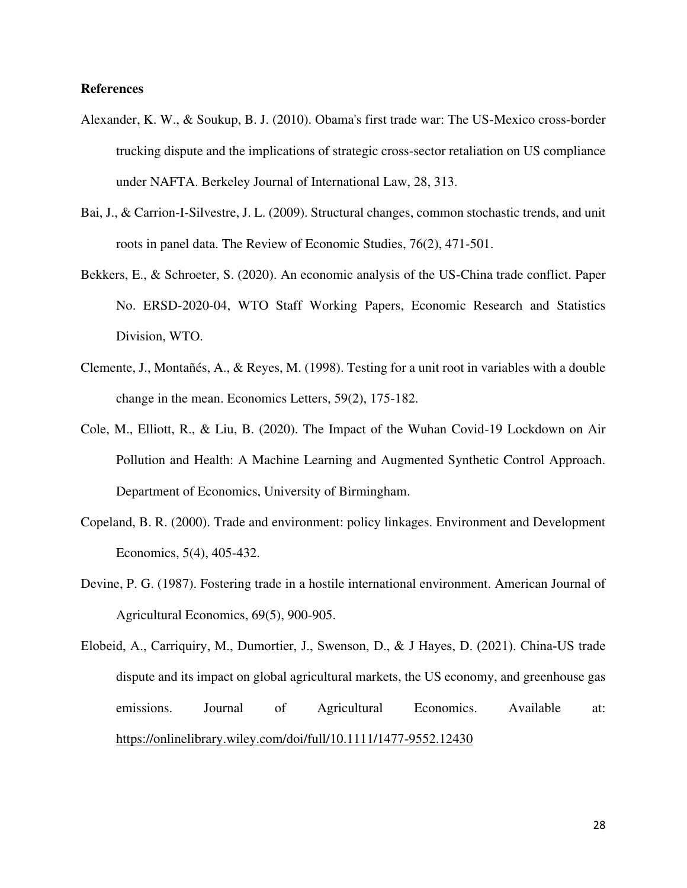**References**

Alexander, K. W., & Soukup, B. J. (2010). Obama's first trade war: The US-Mexico cross-border trucking dispute and the implications of strategic cross-sector retaliation on US compliance under NAFTA. Berkeley Journal of International Law, 28, 313.

Bai, J., & Carrion-I-Silvestre, J. L. (2009). Structural changes, common stochastic trends, and unit roots in panel data. The Review of Economic Studies, 76(2), 471-501.

Bekkers, E., & Schroeter, S. (2020). An economic analysis of the US-China trade conflict. Paper No. ERSD-2020-04, WTO Staff Working Papers, Economic Research and Statistics Division, WTO.

Clemente, J., Montañés, A., & Reyes, M. (1998). Testing for a unit root in variables with a double change in the mean. Economics Letters, 59(2), 175-182.

Cole, M., Elliott, R., & Liu, B. (2020). The Impact of the Wuhan Covid-19 Lockdown on Air Pollution and Health: A Machine Learning and Augmented Synthetic Control Approach. Department of Economics, University of Birmingham.

Copeland, B. R. (2000). Trade and environment: policy linkages. Environment and Development Economics, 5(4), 405-432.

Devine, P. G. (1987). Fostering trade in a hostile international environment. American Journal of Agricultural Economics, 69(5), 900-905.

Elobeid, A., Carriquiry, M., Dumortier, J., Swenson, D., & J Hayes, D. (2021). China-US trade dispute and its impact on global agricultural markets, the US economy, and greenhouse gas emissions. Journal of Agricultural Economics. Available at: https://onlinelibrary.wiley.com/doi/full/10.1111/1477-9552.12430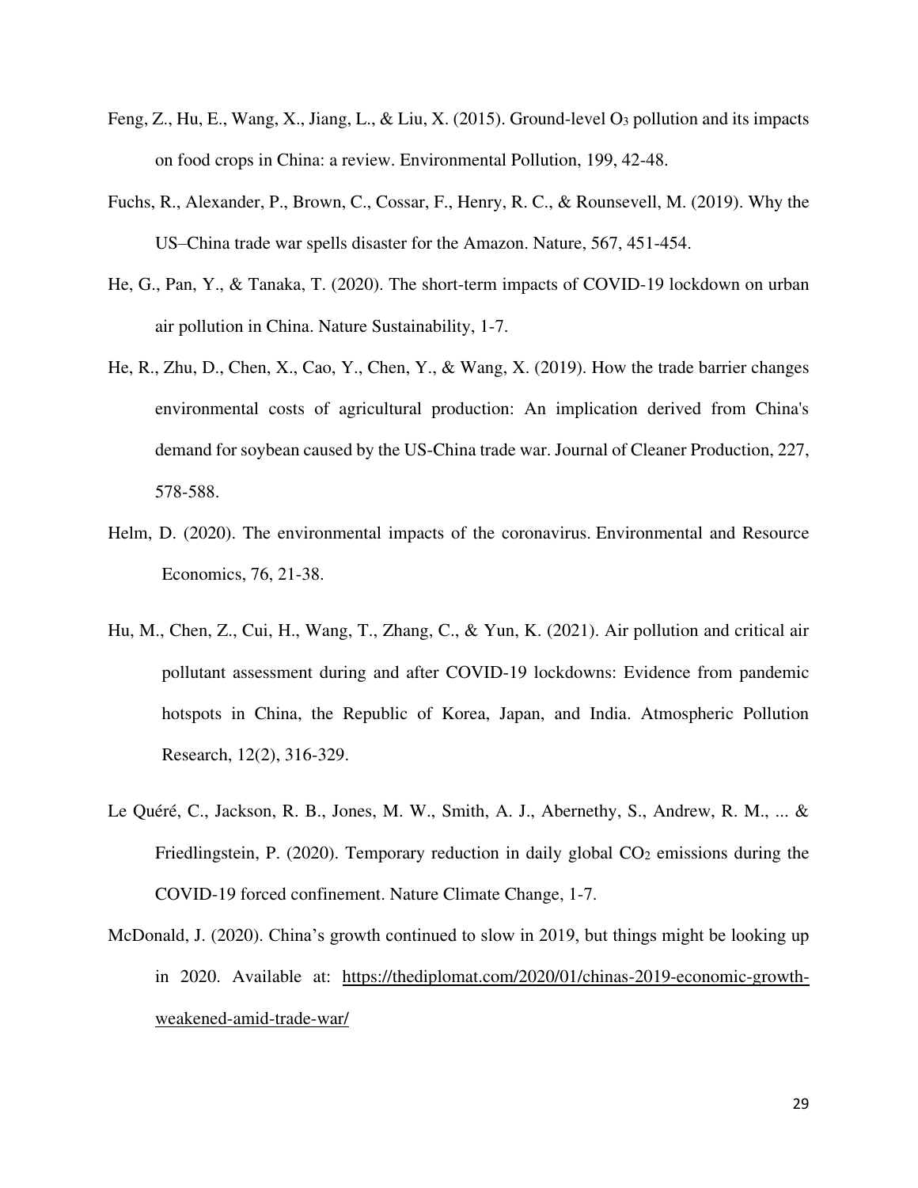Feng, Z., Hu, E., Wang, X., Jiang, L., & Liu, X. (2015). Ground-level $O_3$ pollution and its impacts on food crops in China: a review. Environmental Pollution, 199, 42-48.

Fuchs, R., Alexander, P., Brown, C., Cossar, F., Henry, R. C., & Rounsevell, M. (2019). Why the US–China trade war spells disaster for the Amazon. Nature, 567, 451-454.

He, G., Pan, Y., & Tanaka, T. (2020). The short-term impacts of COVID-19 lockdown on urban air pollution in China. Nature Sustainability, 1-7.

He, R., Zhu, D., Chen, X., Cao, Y., Chen, Y., & Wang, X. (2019). How the trade barrier changes environmental costs of agricultural production: An implication derived from China's demand for soybean caused by the US-China trade war. Journal of Cleaner Production, 227, 578-588.

Helm, D. (2020). The environmental impacts of the coronavirus. Environmental and Resource Economics, 76, 21-38.

Hu, M., Chen, Z., Cui, H., Wang, T., Zhang, C., & Yun, K. (2021). Air pollution and critical air pollutant assessment during and after COVID-19 lockdowns: Evidence from pandemic hotspots in China, the Republic of Korea, Japan, and India. Atmospheric Pollution Research, 12(2), 316-329.

Le Quéré, C., Jackson, R. B., Jones, M. W., Smith, A. J., Abernethy, S., Andrew, R. M., ... & Friedlingstein, P. (2020). Temporary reduction in daily global $CO_2$ emissions during the COVID-19 forced confinement. Nature Climate Change, 1-7.

McDonald, J. (2020). China's growth continued to slow in 2019, but things might be looking up in 2020. Available at: https://thediplomat.com/2020/01/chinas-2019-economic-growth-weakened-amid-trade-war/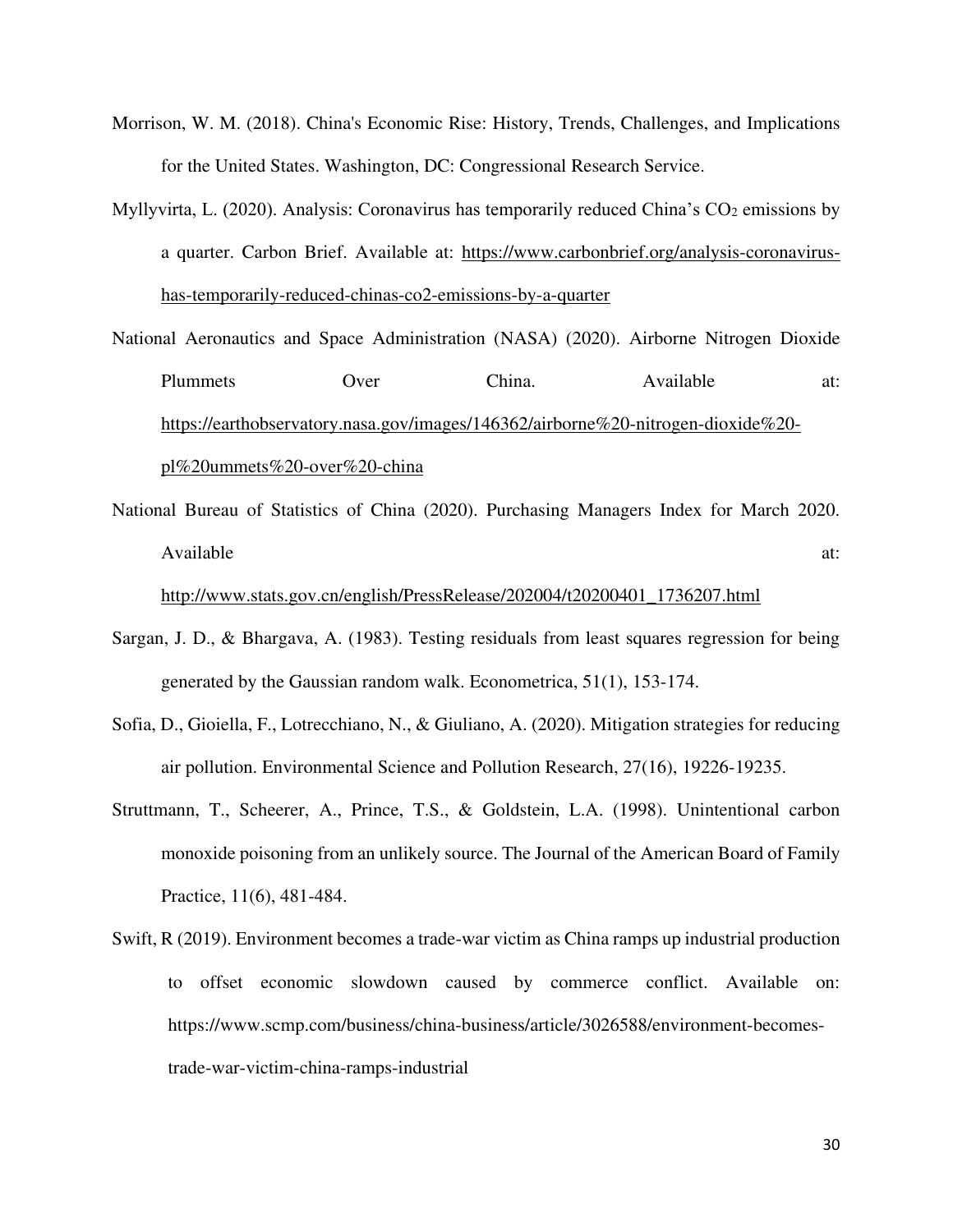Morrison, W. M. (2018). China's Economic Rise: History, Trends, Challenges, and Implications for the United States. Washington, DC: Congressional Research Service.

Myllyvirta, L. (2020). Analysis: Coronavirus has temporarily reduced China's $CO_2$ emissions by a quarter. Carbon Brief. Available at: https://www.carbonbrief.org/analysis-coronavirus-has-temporarily-reduced-chinas-co2-emissions-by-a-quarter

National Aeronautics and Space Administration (NASA) (2020). Airborne Nitrogen Dioxide Plummets Over China. Available at: https://earthobservatory.nasa.gov/images/146362/airborne%20-nitrogen-dioxide%20-pl%20ummets%20-over%20-china

National Bureau of Statistics of China (2020). Purchasing Managers Index for March 2020. Available at: http://www.stats.gov.cn/english/PressRelease/202004/t20200401_1736207.html

Sargan, J. D., & Bhargava, A. (1983). Testing residuals from least squares regression for being generated by the Gaussian random walk. Econometrica, 51(1), 153-174.

Sofia, D., Gioiella, F., Lotrecchiano, N., & Giuliano, A. (2020). Mitigation strategies for reducing air pollution. Environmental Science and Pollution Research, 27(16), 19226-19235.

Struttmann, T., Scheerer, A., Prince, T.S., & Goldstein, L.A. (1998). Unintentional carbon monoxide poisoning from an unlikely source. The Journal of the American Board of Family Practice, 11(6), 481-484.

Swift, R (2019). Environment becomes a trade-war victim as China ramps up industrial production to offset economic slowdown caused by commerce conflict. Available on: https://www.scmp.com/business/china-business/article/3026588/environment-becomes-trade-war-victim-china-ramps-industrial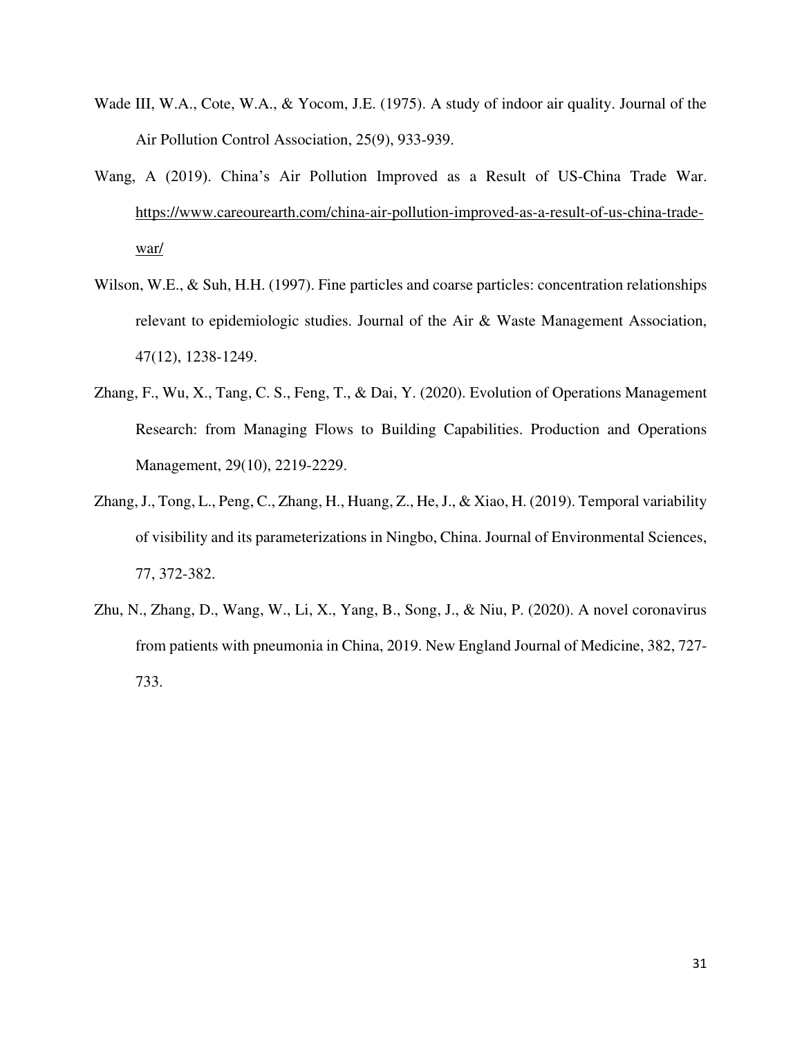Wade III, W.A., Cote, W.A., & Yocom, J.E. (1975). A study of indoor air quality. Journal of the Air Pollution Control Association, 25(9), 933-939.

Wang, A (2019). China's Air Pollution Improved as a Result of US-China Trade War. https://www.careourearth.com/china-air-pollution-improved-as-a-result-of-us-china-trade-war/

Wilson, W.E., & Suh, H.H. (1997). Fine particles and coarse particles: concentration relationships relevant to epidemiologic studies. Journal of the Air & Waste Management Association, 47(12), 1238-1249.

Zhang, F., Wu, X., Tang, C. S., Feng, T., & Dai, Y. (2020). Evolution of Operations Management Research: from Managing Flows to Building Capabilities. Production and Operations Management, 29(10), 2219-2229.

Zhang, J., Tong, L., Peng, C., Zhang, H., Huang, Z., He, J., & Xiao, H. (2019). Temporal variability of visibility and its parameterizations in Ningbo, China. Journal of Environmental Sciences, 77, 372-382.

Zhu, N., Zhang, D., Wang, W., Li, X., Yang, B., Song, J., & Niu, P. (2020). A novel coronavirus from patients with pneumonia in China, 2019. New England Journal of Medicine, 382, 727-733.